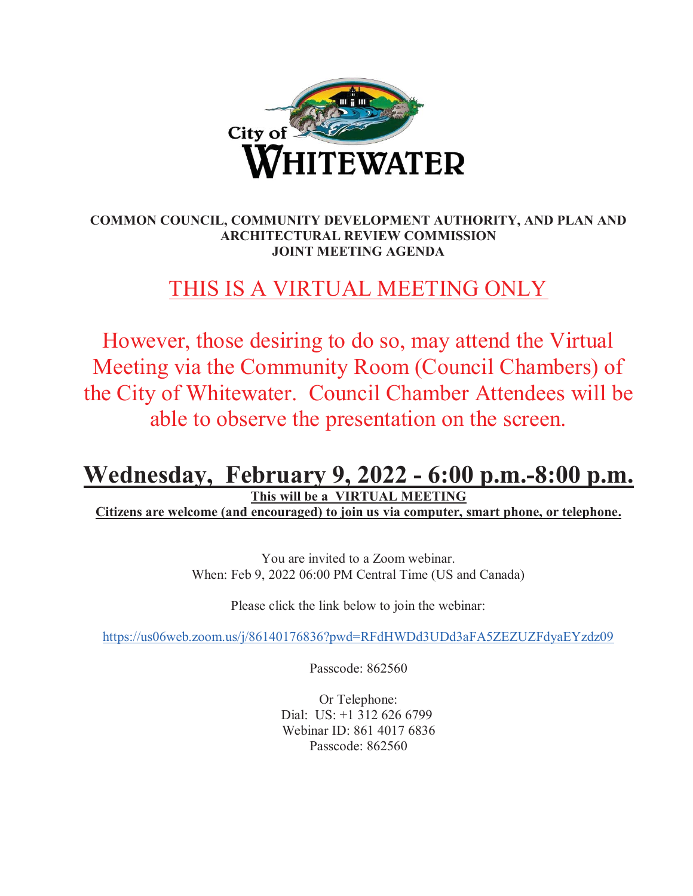City of WHITEWATER

**COMMON COUNCIL, COMMUNITY DEVELOPMENT AUTHORITY, AND PLAN AND ARCHITECTURAL REVIEW COMMISSION JOINT MEETING AGENDA**

THIS IS A VIRTUAL MEETING ONLY

However, those desiring to do so, may attend the Virtual Meeting via the Community Room (Council Chambers) of the City of Whitewater. Council Chamber Attendees will be able to observe the presentation on the screen.

# Wednesday, February 9, 2022 - 6:00 p.m.-8:00 p.m.

**This will be a VIRTUAL MEETING**

**Citizens are welcome (and encouraged) to join us via computer, smart phone, or telephone.**

You are invited to a Zoom webinar.
When: Feb 9, 2022 06:00 PM Central Time (US and Canada)

Please click the link below to join the webinar:

https://us06web.zoom.us/j/86140176836?pwd=RFdHWDd3UDd3aFA5ZEZUZFdyaEYzdz09

Passcode: 862560

Or Telephone:
Dial: US: +1 312 626 6799
Webinar ID: 861 4017 6836
Passcode: 862560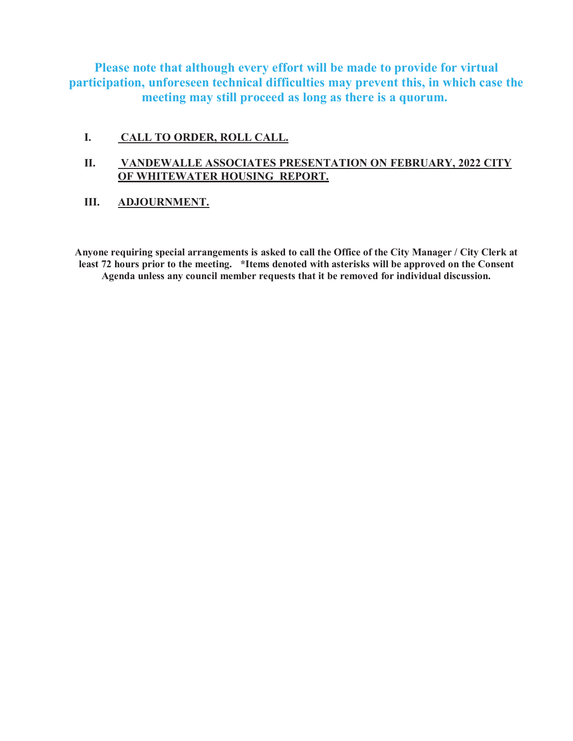**Please note that although every effort will be made to provide for virtual participation, unforeseen technical difficulties may prevent this, in which case the meeting may still proceed as long as there is a quorum.**

**I. CALL TO ORDER, ROLL CALL.**

**II. VANDEWALLE ASSOCIATES PRESENTATION ON FEBRUARY, 2022 CITY OF WHITEWATER HOUSING REPORT.**

**III. ADJOURNMENT.**

**Anyone requiring special arrangements is asked to call the Office of the City Manager / City Clerk at least 72 hours prior to the meeting. *Items denoted with asterisks will be approved on the Consent Agenda unless any council member requests that it be removed for individual discussion.**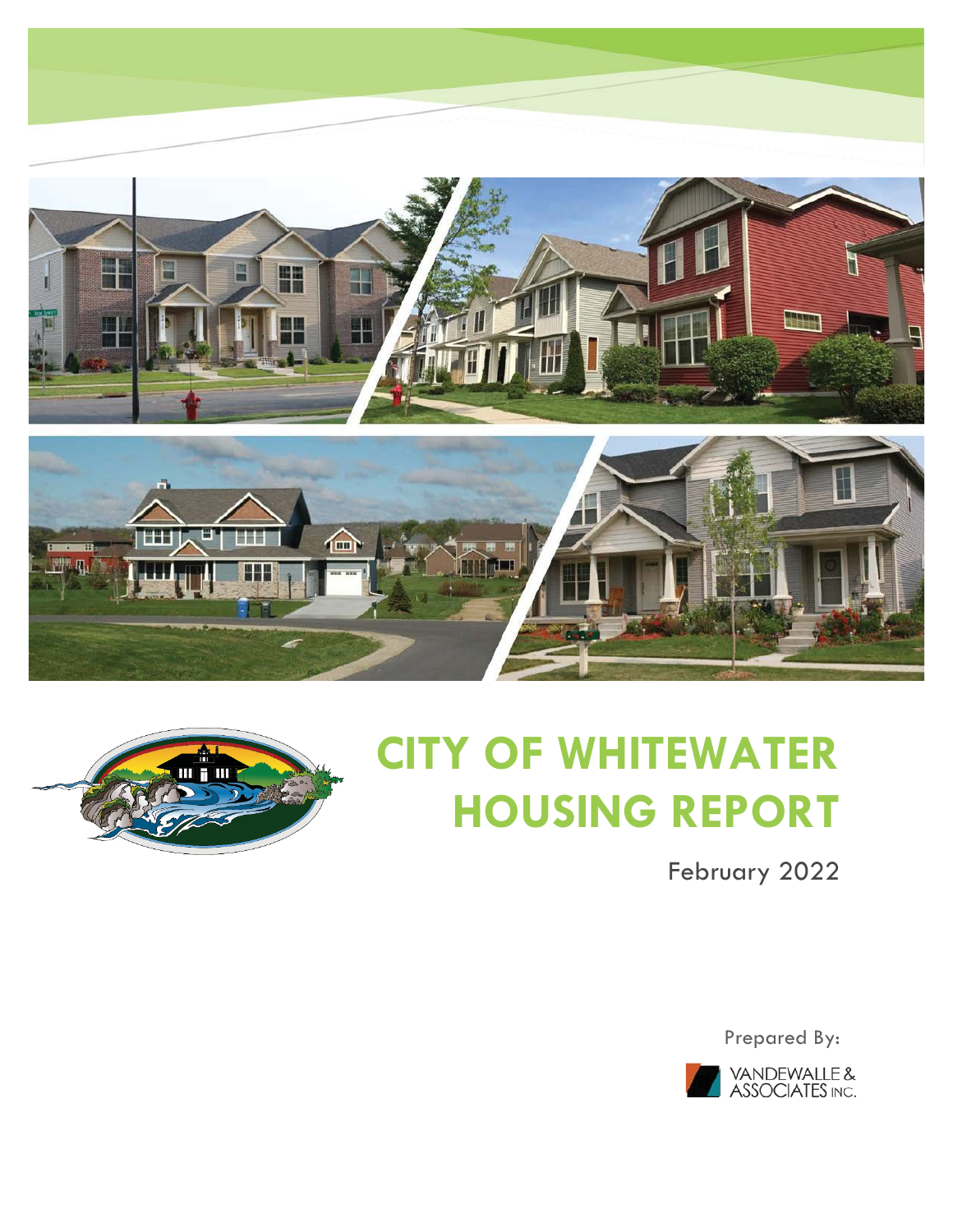# CITY OF WHITEWATER HOUSING REPORT

February 2022

Prepared By:

VANDEWALLE & ASSOCIATES INC.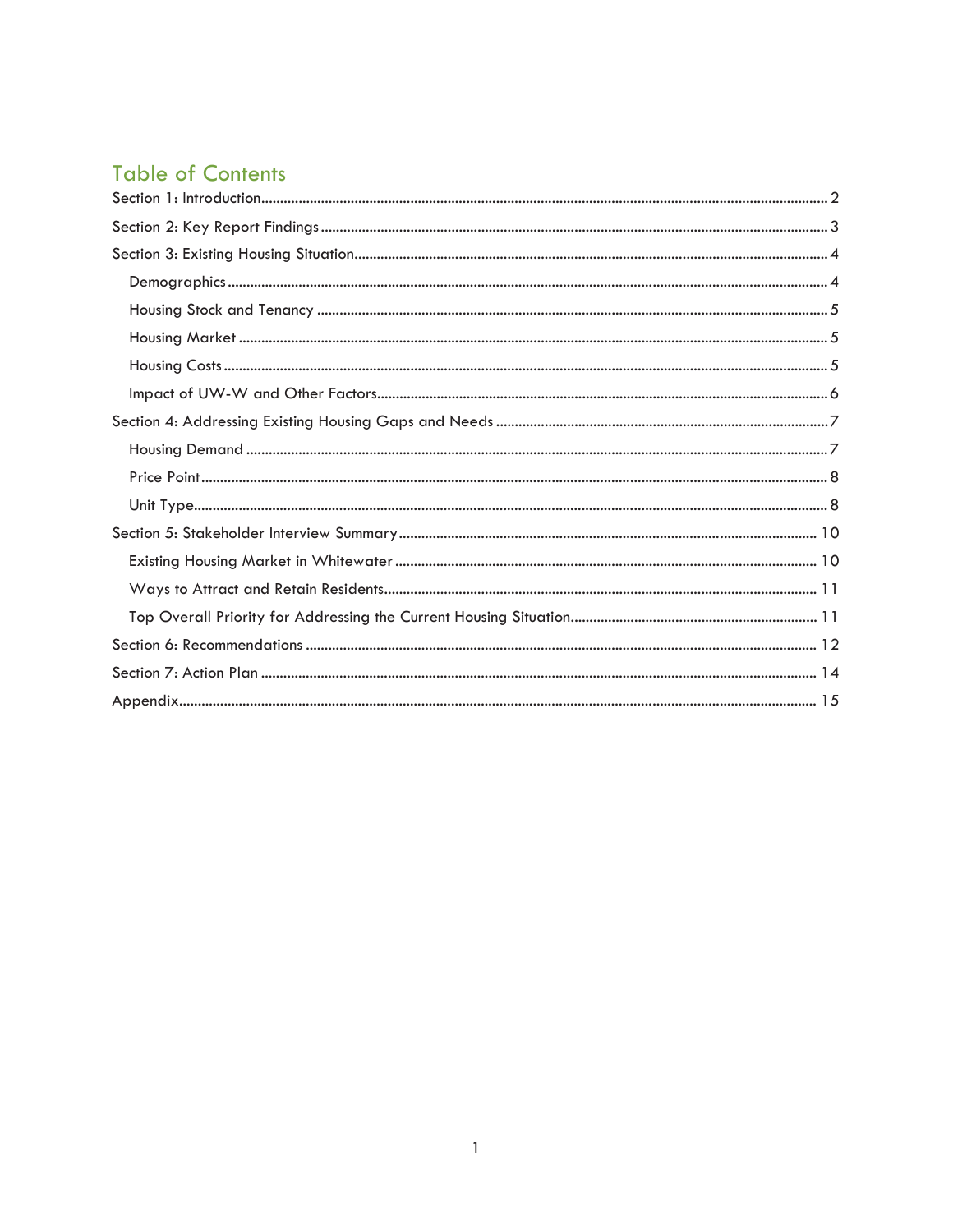## Table of Contents

- Section 1: Introduction .......... 2
- Section 2: Key Report Findings .......... 3
- Section 3: Existing Housing Situation .......... 4
  - Demographics .......... 4
  - Housing Stock and Tenancy .......... 5
  - Housing Market .......... 5
  - Housing Costs .......... 5
  - Impact of UW-W and Other Factors .......... 6
- Section 4: Addressing Existing Housing Gaps and Needs .......... 7
  - Housing Demand .......... 7
  - Price Point .......... 8
  - Unit Type .......... 8
- Section 5: Stakeholder Interview Summary .......... 10
  - Existing Housing Market in Whitewater .......... 10
  - Ways to Attract and Retain Residents .......... 11
  - Top Overall Priority for Addressing the Current Housing Situation .......... 11
- Section 6: Recommendations .......... 12
- Section 7: Action Plan .......... 14
- Appendix .......... 15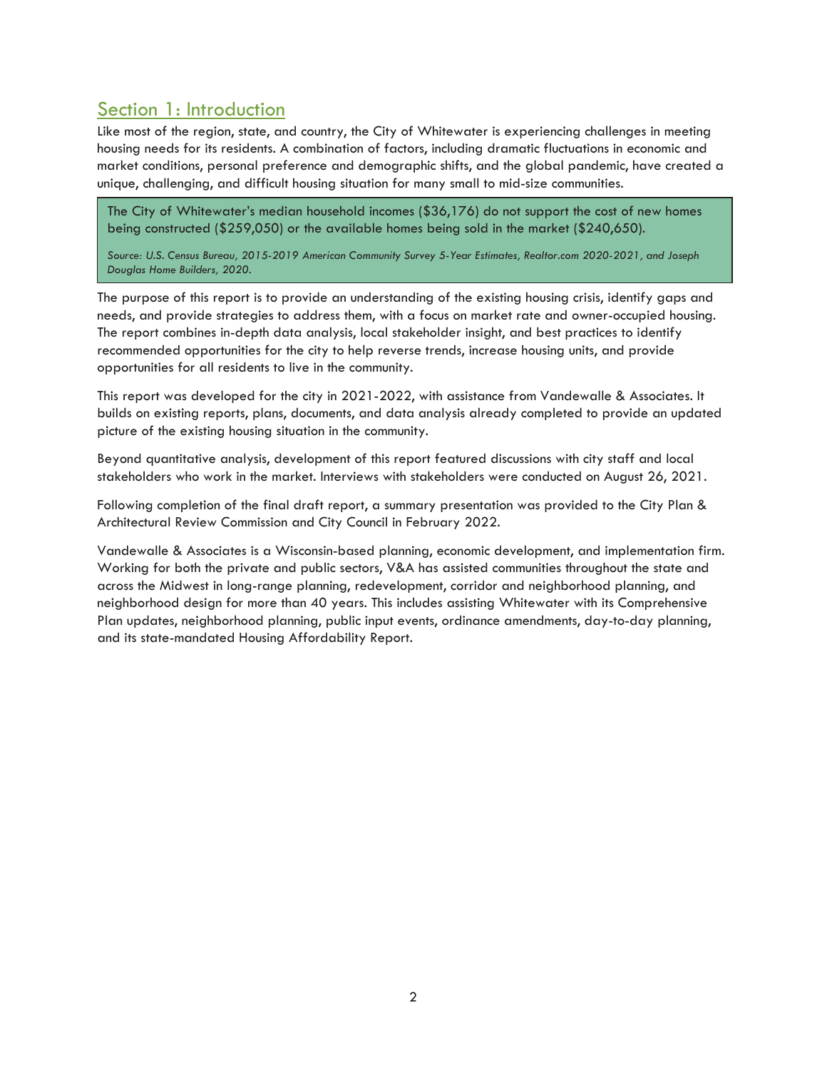## Section 1: Introduction

Like most of the region, state, and country, the City of Whitewater is experiencing challenges in meeting housing needs for its residents. A combination of factors, including dramatic fluctuations in economic and market conditions, personal preference and demographic shifts, and the global pandemic, have created a unique, challenging, and difficult housing situation for many small to mid-size communities.

> The City of Whitewater's median household incomes ($36,176) do not support the cost of new homes being constructed ($259,050) or the available homes being sold in the market ($240,650).
>
> *Source: U.S. Census Bureau, 2015-2019 American Community Survey 5-Year Estimates, Realtor.com 2020-2021, and Joseph Douglas Home Builders, 2020.*

The purpose of this report is to provide an understanding of the existing housing crisis, identify gaps and needs, and provide strategies to address them, with a focus on market rate and owner-occupied housing. The report combines in-depth data analysis, local stakeholder insight, and best practices to identify recommended opportunities for the city to help reverse trends, increase housing units, and provide opportunities for all residents to live in the community.

This report was developed for the city in 2021-2022, with assistance from Vandewalle & Associates. It builds on existing reports, plans, documents, and data analysis already completed to provide an updated picture of the existing housing situation in the community.

Beyond quantitative analysis, development of this report featured discussions with city staff and local stakeholders who work in the market. Interviews with stakeholders were conducted on August 26, 2021.

Following completion of the final draft report, a summary presentation was provided to the City Plan & Architectural Review Commission and City Council in February 2022.

Vandewalle & Associates is a Wisconsin-based planning, economic development, and implementation firm. Working for both the private and public sectors, V&A has assisted communities throughout the state and across the Midwest in long-range planning, redevelopment, corridor and neighborhood planning, and neighborhood design for more than 40 years. This includes assisting Whitewater with its Comprehensive Plan updates, neighborhood planning, public input events, ordinance amendments, day-to-day planning, and its state-mandated Housing Affordability Report.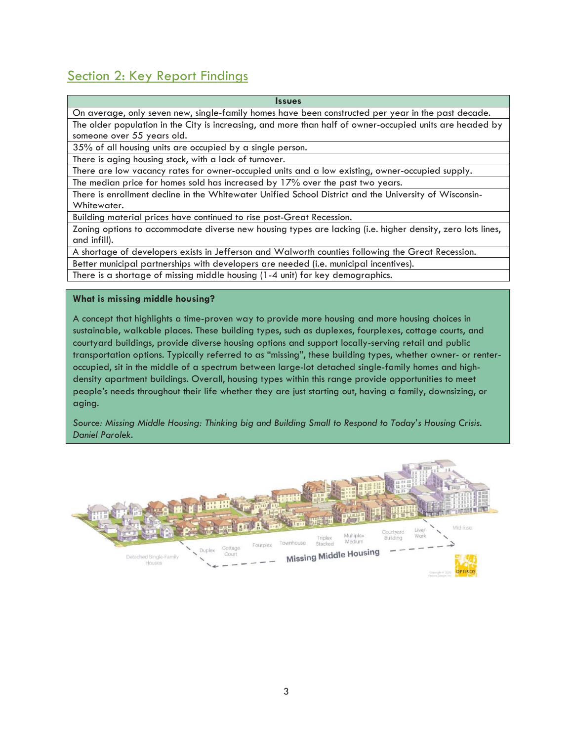## Section 2: Key Report Findings

| Issues |
| --- |
| On average, only seven new, single-family homes have been constructed per year in the past decade. |
| The older population in the City is increasing, and more than half of owner-occupied units are headed by someone over 55 years old. |
| 35% of all housing units are occupied by a single person. |
| There is aging housing stock, with a lack of turnover. |
| There are low vacancy rates for owner-occupied units and a low existing, owner-occupied supply. |
| The median price for homes sold has increased by 17% over the past two years. |
| There is enrollment decline in the Whitewater Unified School District and the University of Wisconsin-Whitewater. |
| Building material prices have continued to rise post-Great Recession. |
| Zoning options to accommodate diverse new housing types are lacking (i.e. higher density, zero lots lines, and infill). |
| A shortage of developers exists in Jefferson and Walworth counties following the Great Recession. |
| Better municipal partnerships with developers are needed (i.e. municipal incentives). |
| There is a shortage of missing middle housing (1-4 unit) for key demographics. |

**What is missing middle housing?**

A concept that highlights a time-proven way to provide more housing and more housing choices in sustainable, walkable places. These building types, such as duplexes, fourplexes, cottage courts, and courtyard buildings, provide diverse housing options and support locally-serving retail and public transportation options. Typically referred to as "missing", these building types, whether owner- or renter-occupied, sit in the middle of a spectrum between large-lot detached single-family homes and high-density apartment buildings. Overall, housing types within this range provide opportunities to meet people's needs throughout their life whether they are just starting out, having a family, downsizing, or aging.

*Source: Missing Middle Housing: Thinking big and Building Small to Respond to Today's Housing Crisis. Daniel Parolek.*

Detached Single-Family Houses — Duplex — Cottage Court — Fourplex — Townhouse — Triplex Stacked — Multiplex Medium — Courtyard Building — Live/Work — Mid-Rise

Missing Middle Housing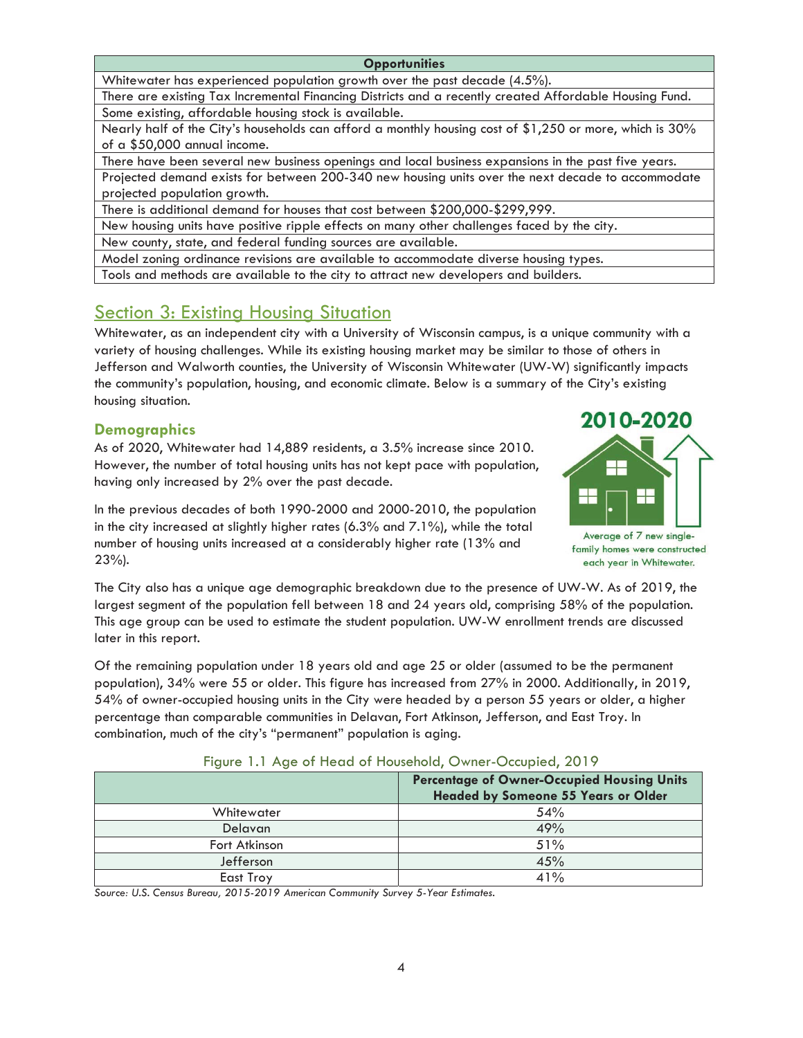| Opportunities |
|---|
| Whitewater has experienced population growth over the past decade (4.5%). |
| There are existing Tax Incremental Financing Districts and a recently created Affordable Housing Fund. |
| Some existing, affordable housing stock is available. |
| Nearly half of the City's households can afford a monthly housing cost of $1,250 or more, which is 30% of a $50,000 annual income. |
| There have been several new business openings and local business expansions in the past five years. |
| Projected demand exists for between 200-340 new housing units over the next decade to accommodate projected population growth. |
| There is additional demand for houses that cost between $200,000-$299,999. |
| New housing units have positive ripple effects on many other challenges faced by the city. |
| New county, state, and federal funding sources are available. |
| Model zoning ordinance revisions are available to accommodate diverse housing types. |
| Tools and methods are available to the city to attract new developers and builders. |

## Section 3: Existing Housing Situation

Whitewater, as an independent city with a University of Wisconsin campus, is a unique community with a variety of housing challenges. While its existing housing market may be similar to those of others in Jefferson and Walworth counties, the University of Wisconsin Whitewater (UW-W) significantly impacts the community's population, housing, and economic climate. Below is a summary of the City's existing housing situation.

### Demographics

As of 2020, Whitewater had 14,889 residents, a 3.5% increase since 2010. However, the number of total housing units has not kept pace with population, having only increased by 2% over the past decade.

In the previous decades of both 1990-2000 and 2000-2010, the population in the city increased at slightly higher rates (6.3% and 7.1%), while the total number of housing units increased at a considerably higher rate (13% and 23%).

**2010-2020**

Average of 7 new single-family homes were constructed each year in Whitewater.

The City also has a unique age demographic breakdown due to the presence of UW-W. As of 2019, the largest segment of the population fell between 18 and 24 years old, comprising 58% of the population. This age group can be used to estimate the student population. UW-W enrollment trends are discussed later in this report.

Of the remaining population under 18 years old and age 25 or older (assumed to be the permanent population), 34% were 55 or older. This figure has increased from 27% in 2000. Additionally, in 2019, 54% of owner-occupied housing units in the City were headed by a person 55 years or older, a higher percentage than comparable communities in Delavan, Fort Atkinson, Jefferson, and East Troy. In combination, much of the city's "permanent" population is aging.

Figure 1.1 Age of Head of Household, Owner-Occupied, 2019

| | Percentage of Owner-Occupied Housing Units Headed by Someone 55 Years or Older |
|---|---|
| Whitewater | 54% |
| Delavan | 49% |
| Fort Atkinson | 51% |
| Jefferson | 45% |
| East Troy | 41% |

*Source: U.S. Census Bureau, 2015-2019 American Community Survey 5-Year Estimates.*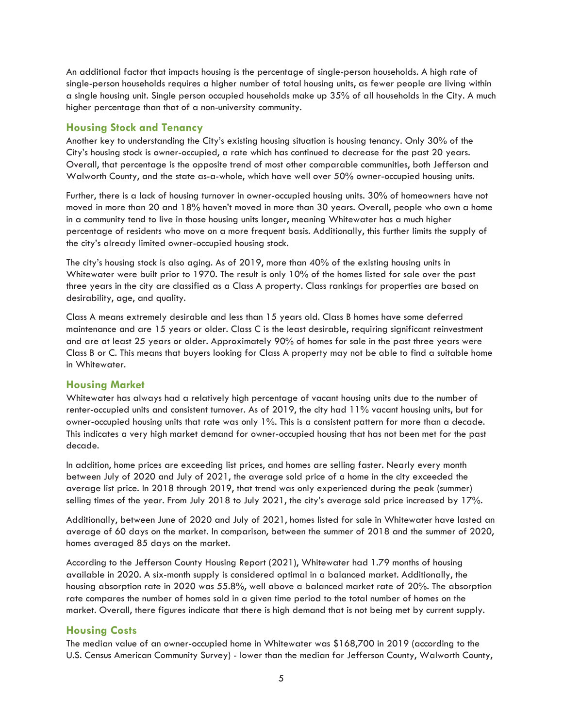An additional factor that impacts housing is the percentage of single-person households. A high rate of single-person households requires a higher number of total housing units, as fewer people are living within a single housing unit. Single person occupied households make up 35% of all households in the City. A much higher percentage than that of a non-university community.

## Housing Stock and Tenancy

Another key to understanding the City's existing housing situation is housing tenancy. Only 30% of the City's housing stock is owner-occupied, a rate which has continued to decrease for the past 20 years. Overall, that percentage is the opposite trend of most other comparable communities, both Jefferson and Walworth County, and the state as-a-whole, which have well over 50% owner-occupied housing units.

Further, there is a lack of housing turnover in owner-occupied housing units. 30% of homeowners have not moved in more than 20 and 18% haven't moved in more than 30 years. Overall, people who own a home in a community tend to live in those housing units longer, meaning Whitewater has a much higher percentage of residents who move on a more frequent basis. Additionally, this further limits the supply of the city's already limited owner-occupied housing stock.

The city's housing stock is also aging. As of 2019, more than 40% of the existing housing units in Whitewater were built prior to 1970. The result is only 10% of the homes listed for sale over the past three years in the city are classified as a Class A property. Class rankings for properties are based on desirability, age, and quality.

Class A means extremely desirable and less than 15 years old. Class B homes have some deferred maintenance and are 15 years or older. Class C is the least desirable, requiring significant reinvestment and are at least 25 years or older. Approximately 90% of homes for sale in the past three years were Class B or C. This means that buyers looking for Class A property may not be able to find a suitable home in Whitewater.

## Housing Market

Whitewater has always had a relatively high percentage of vacant housing units due to the number of renter-occupied units and consistent turnover. As of 2019, the city had 11% vacant housing units, but for owner-occupied housing units that rate was only 1%. This is a consistent pattern for more than a decade. This indicates a very high market demand for owner-occupied housing that has not been met for the past decade.

In addition, home prices are exceeding list prices, and homes are selling faster. Nearly every month between July of 2020 and July of 2021, the average sold price of a home in the city exceeded the average list price. In 2018 through 2019, that trend was only experienced during the peak (summer) selling times of the year. From July 2018 to July 2021, the city's average sold price increased by 17%.

Additionally, between June of 2020 and July of 2021, homes listed for sale in Whitewater have lasted an average of 60 days on the market. In comparison, between the summer of 2018 and the summer of 2020, homes averaged 85 days on the market.

According to the Jefferson County Housing Report (2021), Whitewater had 1.79 months of housing available in 2020. A six-month supply is considered optimal in a balanced market. Additionally, the housing absorption rate in 2020 was 55.8%, well above a balanced market rate of 20%. The absorption rate compares the number of homes sold in a given time period to the total number of homes on the market. Overall, there figures indicate that there is high demand that is not being met by current supply.

## Housing Costs

The median value of an owner-occupied home in Whitewater was $168,700 in 2019 (according to the U.S. Census American Community Survey) - lower than the median for Jefferson County, Walworth County,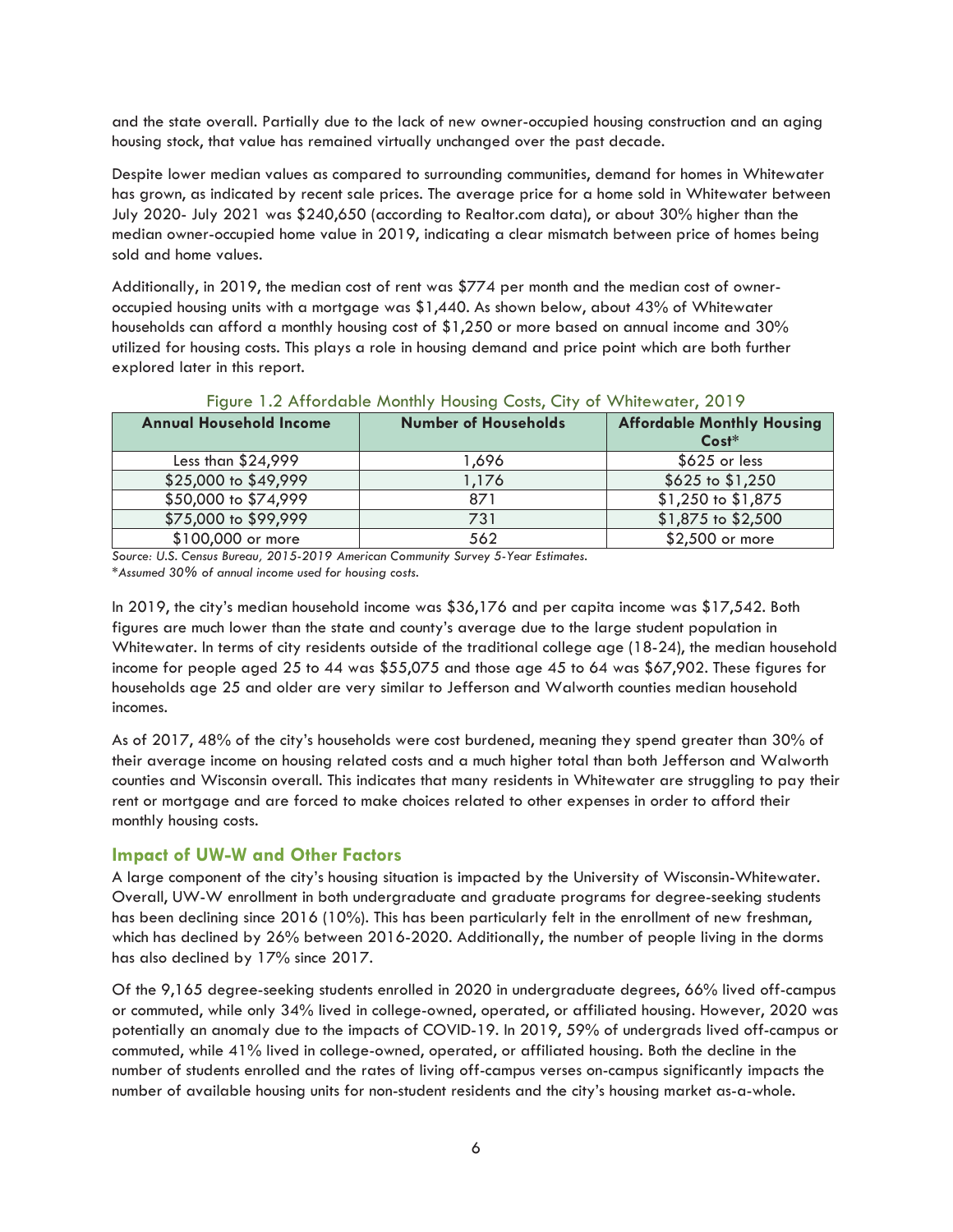and the state overall. Partially due to the lack of new owner-occupied housing construction and an aging housing stock, that value has remained virtually unchanged over the past decade.

Despite lower median values as compared to surrounding communities, demand for homes in Whitewater has grown, as indicated by recent sale prices. The average price for a home sold in Whitewater between July 2020- July 2021 was $240,650 (according to Realtor.com data), or about 30% higher than the median owner-occupied home value in 2019, indicating a clear mismatch between price of homes being sold and home values.

Additionally, in 2019, the median cost of rent was $774 per month and the median cost of owner-occupied housing units with a mortgage was $1,440. As shown below, about 43% of Whitewater households can afford a monthly housing cost of $1,250 or more based on annual income and 30% utilized for housing costs. This plays a role in housing demand and price point which are both further explored later in this report.

Figure 1.2 Affordable Monthly Housing Costs, City of Whitewater, 2019

| Annual Household Income | Number of Households | Affordable Monthly Housing Cost* |
|---|---|---|
| Less than $24,999 | 1,696 | $625 or less |
| $25,000 to $49,999 | 1,176 | $625 to $1,250 |
| $50,000 to $74,999 | 871 | $1,250 to $1,875 |
| $75,000 to $99,999 | 731 | $1,875 to $2,500 |
| $100,000 or more | 562 | $2,500 or more |

*Source: U.S. Census Bureau, 2015-2019 American Community Survey 5-Year Estimates.*
**Assumed 30% of annual income used for housing costs.*

In 2019, the city's median household income was $36,176 and per capita income was $17,542. Both figures are much lower than the state and county's average due to the large student population in Whitewater. In terms of city residents outside of the traditional college age (18-24), the median household income for people aged 25 to 44 was $55,075 and those age 45 to 64 was $67,902. These figures for households age 25 and older are very similar to Jefferson and Walworth counties median household incomes.

As of 2017, 48% of the city's households were cost burdened, meaning they spend greater than 30% of their average income on housing related costs and a much higher total than both Jefferson and Walworth counties and Wisconsin overall. This indicates that many residents in Whitewater are struggling to pay their rent or mortgage and are forced to make choices related to other expenses in order to afford their monthly housing costs.

### Impact of UW-W and Other Factors

A large component of the city's housing situation is impacted by the University of Wisconsin-Whitewater. Overall, UW-W enrollment in both undergraduate and graduate programs for degree-seeking students has been declining since 2016 (10%). This has been particularly felt in the enrollment of new freshman, which has declined by 26% between 2016-2020. Additionally, the number of people living in the dorms has also declined by 17% since 2017.

Of the 9,165 degree-seeking students enrolled in 2020 in undergraduate degrees, 66% lived off-campus or commuted, while only 34% lived in college-owned, operated, or affiliated housing. However, 2020 was potentially an anomaly due to the impacts of COVID-19. In 2019, 59% of undergrads lived off-campus or commuted, while 41% lived in college-owned, operated, or affiliated housing. Both the decline in the number of students enrolled and the rates of living off-campus verses on-campus significantly impacts the number of available housing units for non-student residents and the city's housing market as-a-whole.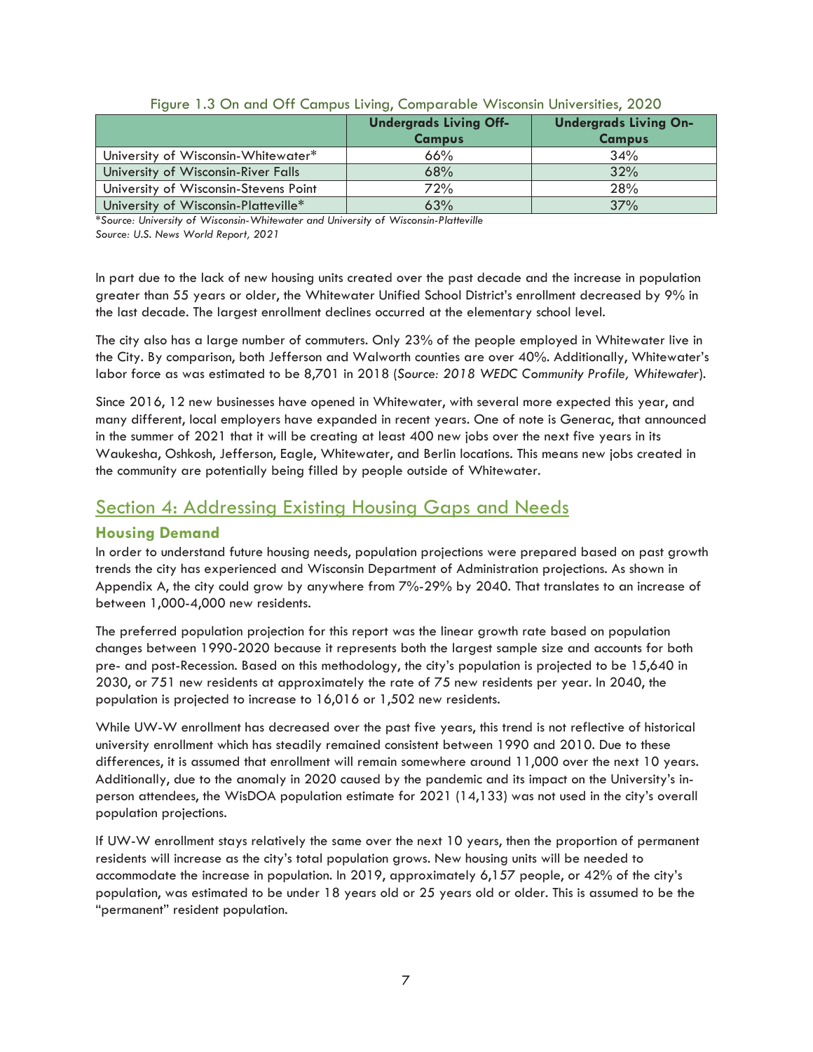Figure 1.3 On and Off Campus Living, Comparable Wisconsin Universities, 2020

| | Undergrads Living Off-Campus | Undergrads Living On-Campus |
|---|---|---|
| University of Wisconsin-Whitewater* | 66% | 34% |
| University of Wisconsin-River Falls | 68% | 32% |
| University of Wisconsin-Stevens Point | 72% | 28% |
| University of Wisconsin-Platteville* | 63% | 37% |

**Source: University of Wisconsin-Whitewater and University of Wisconsin-Platteville*
*Source: U.S. News World Report, 2021*

In part due to the lack of new housing units created over the past decade and the increase in population greater than 55 years or older, the Whitewater Unified School District's enrollment decreased by 9% in the last decade. The largest enrollment declines occurred at the elementary school level.

The city also has a large number of commuters. Only 23% of the people employed in Whitewater live in the City. By comparison, both Jefferson and Walworth counties are over 40%. Additionally, Whitewater's labor force as was estimated to be 8,701 in 2018 (*Source: 2018 WEDC Community Profile, Whitewater*).

Since 2016, 12 new businesses have opened in Whitewater, with several more expected this year, and many different, local employers have expanded in recent years. One of note is Generac, that announced in the summer of 2021 that it will be creating at least 400 new jobs over the next five years in its Waukesha, Oshkosh, Jefferson, Eagle, Whitewater, and Berlin locations. This means new jobs created in the community are potentially being filled by people outside of Whitewater.

## Section 4: Addressing Existing Housing Gaps and Needs

### Housing Demand

In order to understand future housing needs, population projections were prepared based on past growth trends the city has experienced and Wisconsin Department of Administration projections. As shown in Appendix A, the city could grow by anywhere from 7%-29% by 2040. That translates to an increase of between 1,000-4,000 new residents.

The preferred population projection for this report was the linear growth rate based on population changes between 1990-2020 because it represents both the largest sample size and accounts for both pre- and post-Recession. Based on this methodology, the city's population is projected to be 15,640 in 2030, or 751 new residents at approximately the rate of 75 new residents per year. In 2040, the population is projected to increase to 16,016 or 1,502 new residents.

While UW-W enrollment has decreased over the past five years, this trend is not reflective of historical university enrollment which has steadily remained consistent between 1990 and 2010. Due to these differences, it is assumed that enrollment will remain somewhere around 11,000 over the next 10 years. Additionally, due to the anomaly in 2020 caused by the pandemic and its impact on the University's in-person attendees, the WisDOA population estimate for 2021 (14,133) was not used in the city's overall population projections.

If UW-W enrollment stays relatively the same over the next 10 years, then the proportion of permanent residents will increase as the city's total population grows. New housing units will be needed to accommodate the increase in population. In 2019, approximately 6,157 people, or 42% of the city's population, was estimated to be under 18 years old or 25 years old or older. This is assumed to be the "permanent" resident population.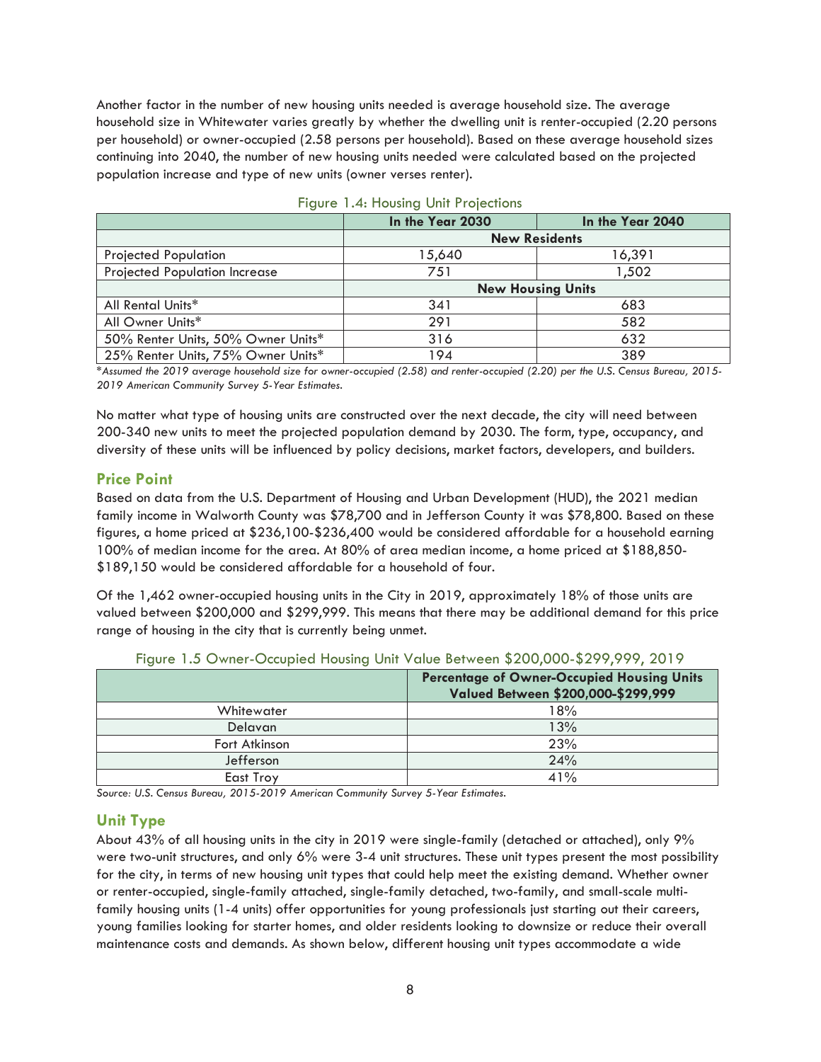Another factor in the number of new housing units needed is average household size. The average household size in Whitewater varies greatly by whether the dwelling unit is renter-occupied (2.20 persons per household) or owner-occupied (2.58 persons per household). Based on these average household sizes continuing into 2040, the number of new housing units needed were calculated based on the projected population increase and type of new units (owner verses renter).

Figure 1.4: Housing Unit Projections

| | In the Year 2030 | In the Year 2040 |
|---|---|---|
| | **New Residents** | |
| Projected Population | 15,640 | 16,391 |
| Projected Population Increase | 751 | 1,502 |
| | **New Housing Units** | |
| All Rental Units* | 341 | 683 |
| All Owner Units* | 291 | 582 |
| 50% Renter Units, 50% Owner Units* | 316 | 632 |
| 25% Renter Units, 75% Owner Units* | 194 | 389 |

**Assumed the 2019 average household size for owner-occupied (2.58) and renter-occupied (2.20) per the U.S. Census Bureau, 2015-2019 American Community Survey 5-Year Estimates.*

No matter what type of housing units are constructed over the next decade, the city will need between 200-340 new units to meet the projected population demand by 2030. The form, type, occupancy, and diversity of these units will be influenced by policy decisions, market factors, developers, and builders.

## Price Point

Based on data from the U.S. Department of Housing and Urban Development (HUD), the 2021 median family income in Walworth County was $78,700 and in Jefferson County it was $78,800. Based on these figures, a home priced at $236,100-$236,400 would be considered affordable for a household earning 100% of median income for the area. At 80% of area median income, a home priced at $188,850-$189,150 would be considered affordable for a household of four.

Of the 1,462 owner-occupied housing units in the City in 2019, approximately 18% of those units are valued between $200,000 and $299,999. This means that there may be additional demand for this price range of housing in the city that is currently being unmet.

Figure 1.5 Owner-Occupied Housing Unit Value Between $200,000-$299,999, 2019

| | Percentage of Owner-Occupied Housing Units Valued Between $200,000-$299,999 |
|---|---|
| Whitewater | 18% |
| Delavan | 13% |
| Fort Atkinson | 23% |
| Jefferson | 24% |
| East Troy | 41% |

*Source: U.S. Census Bureau, 2015-2019 American Community Survey 5-Year Estimates.*

## Unit Type

About 43% of all housing units in the city in 2019 were single-family (detached or attached), only 9% were two-unit structures, and only 6% were 3-4 unit structures. These unit types present the most possibility for the city, in terms of new housing unit types that could help meet the existing demand. Whether owner or renter-occupied, single-family attached, single-family detached, two-family, and small-scale multi-family housing units (1-4 units) offer opportunities for young professionals just starting out their careers, young families looking for starter homes, and older residents looking to downsize or reduce their overall maintenance costs and demands. As shown below, different housing unit types accommodate a wide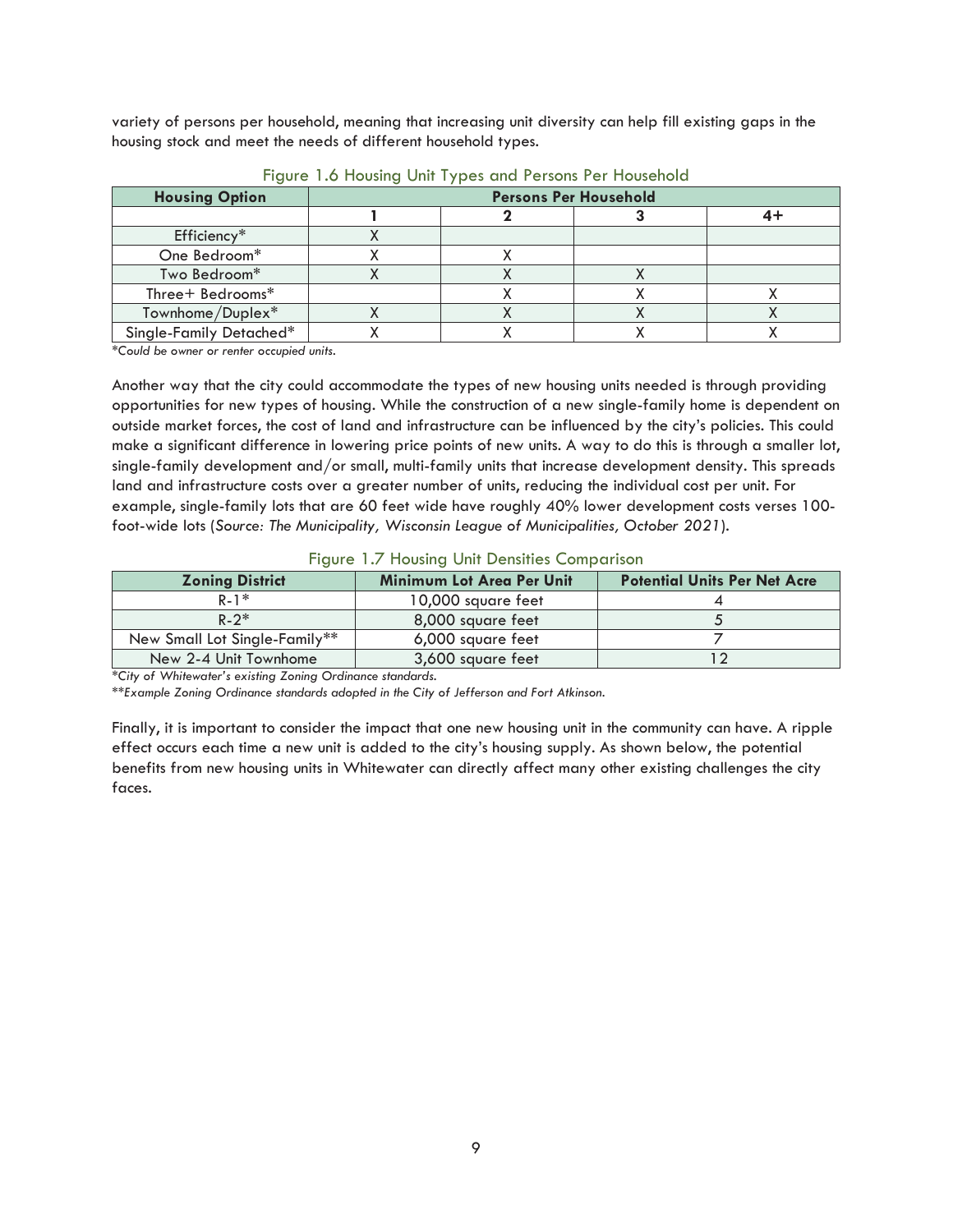variety of persons per household, meaning that increasing unit diversity can help fill existing gaps in the housing stock and meet the needs of different household types.

Figure 1.6 Housing Unit Types and Persons Per Household

| Housing Option | Persons Per Household | | | |
|---|---|---|---|---|
| | 1 | 2 | 3 | 4+ |
| Efficiency* | X | | | |
| One Bedroom* | X | X | | |
| Two Bedroom* | X | X | X | |
| Three+ Bedrooms* | | X | X | X |
| Townhome/Duplex* | X | X | X | X |
| Single-Family Detached* | X | X | X | X |

*Could be owner or renter occupied units.*

Another way that the city could accommodate the types of new housing units needed is through providing opportunities for new types of housing. While the construction of a new single-family home is dependent on outside market forces, the cost of land and infrastructure can be influenced by the city's policies. This could make a significant difference in lowering price points of new units. A way to do this is through a smaller lot, single-family development and/or small, multi-family units that increase development density. This spreads land and infrastructure costs over a greater number of units, reducing the individual cost per unit. For example, single-family lots that are 60 feet wide have roughly 40% lower development costs verses 100-foot-wide lots (*Source: The Municipality, Wisconsin League of Municipalities, October 2021*).

Figure 1.7 Housing Unit Densities Comparison

| Zoning District | Minimum Lot Area Per Unit | Potential Units Per Net Acre |
|---|---|---|
| R-1* | 10,000 square feet | 4 |
| R-2* | 8,000 square feet | 5 |
| New Small Lot Single-Family** | 6,000 square feet | 7 |
| New 2-4 Unit Townhome | 3,600 square feet | 12 |

*City of Whitewater's existing Zoning Ordinance standards.*

**Example Zoning Ordinance standards adopted in the City of Jefferson and Fort Atkinson.*

Finally, it is important to consider the impact that one new housing unit in the community can have. A ripple effect occurs each time a new unit is added to the city's housing supply. As shown below, the potential benefits from new housing units in Whitewater can directly affect many other existing challenges the city faces.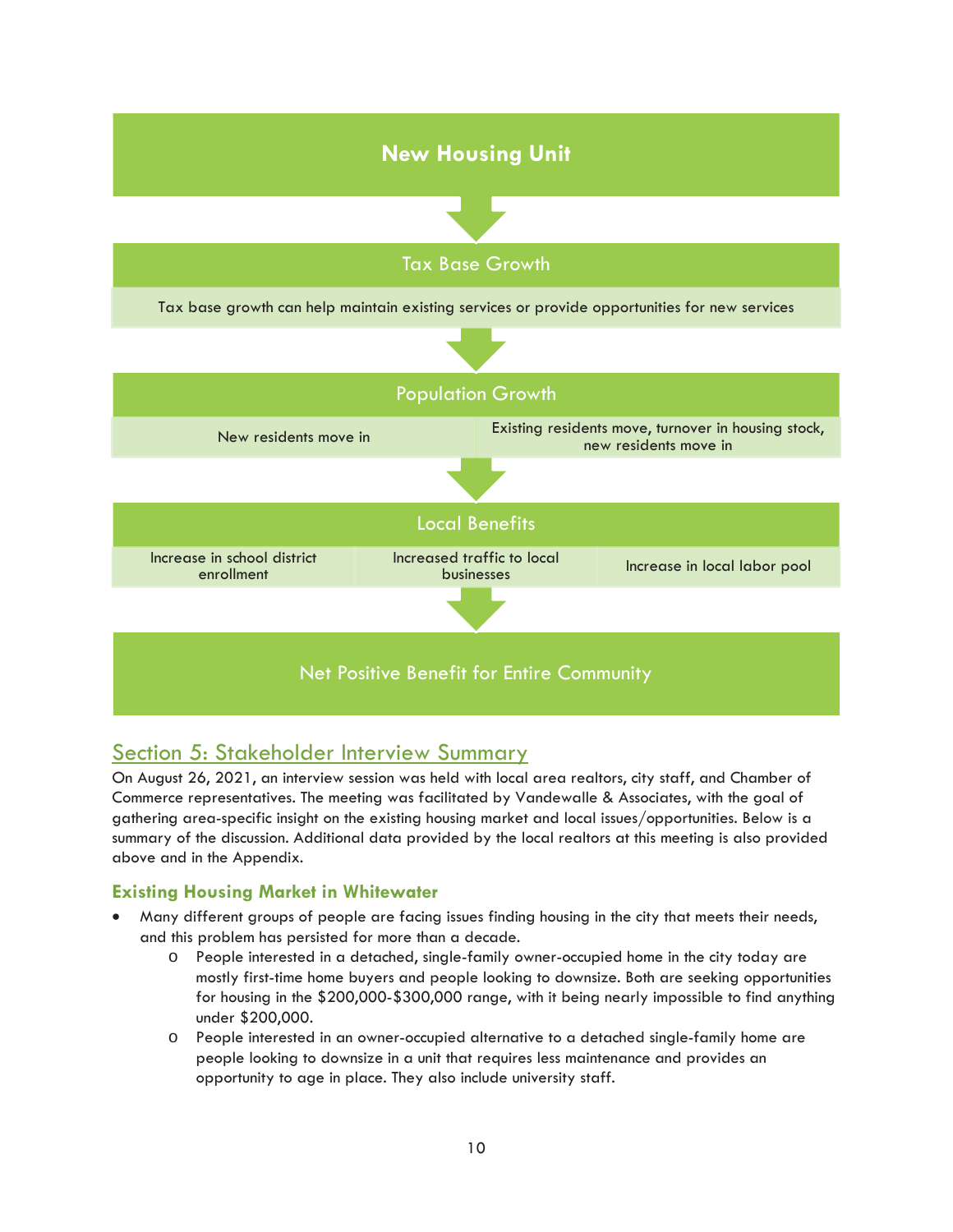**New Housing Unit**

↓

Tax Base Growth

Tax base growth can help maintain existing services or provide opportunities for new services

↓

Population Growth

| New residents move in | Existing residents move, turnover in housing stock, new residents move in |
|---|---|

↓

Local Benefits

| Increase in school district enrollment | Increased traffic to local businesses | Increase in local labor pool |
|---|---|---|

↓

Net Positive Benefit for Entire Community

## Section 5: Stakeholder Interview Summary

On August 26, 2021, an interview session was held with local area realtors, city staff, and Chamber of Commerce representatives. The meeting was facilitated by Vandewalle & Associates, with the goal of gathering area-specific insight on the existing housing market and local issues/opportunities. Below is a summary of the discussion. Additional data provided by the local realtors at this meeting is also provided above and in the Appendix.

### Existing Housing Market in Whitewater

- Many different groups of people are facing issues finding housing in the city that meets their needs, and this problem has persisted for more than a decade.
  - People interested in a detached, single-family owner-occupied home in the city today are mostly first-time home buyers and people looking to downsize. Both are seeking opportunities for housing in the $200,000-$300,000 range, with it being nearly impossible to find anything under $200,000.
  - People interested in an owner-occupied alternative to a detached single-family home are people looking to downsize in a unit that requires less maintenance and provides an opportunity to age in place. They also include university staff.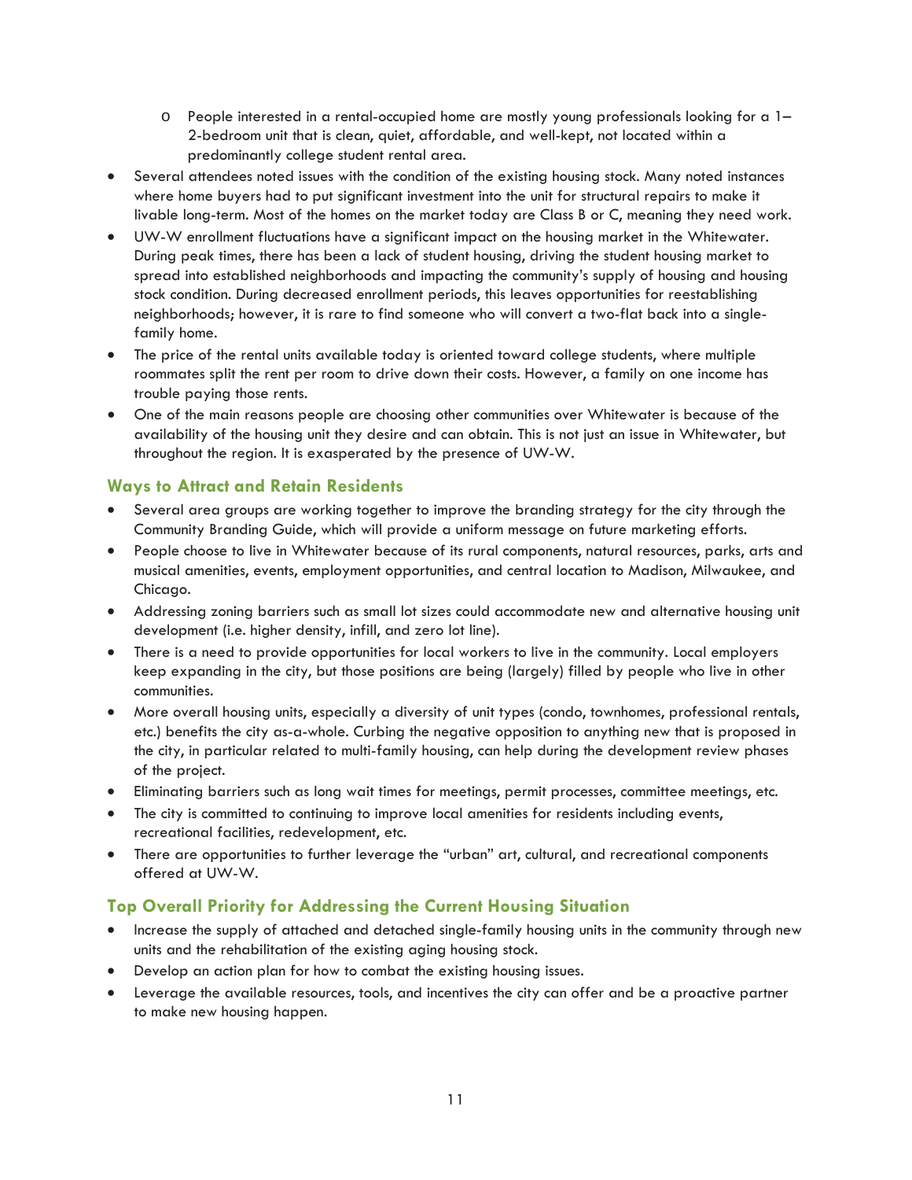- People interested in a rental-occupied home are mostly young professionals looking for a 1–2-bedroom unit that is clean, quiet, affordable, and well-kept, not located within a predominantly college student rental area.
- Several attendees noted issues with the condition of the existing housing stock. Many noted instances where home buyers had to put significant investment into the unit for structural repairs to make it livable long-term. Most of the homes on the market today are Class B or C, meaning they need work.
- UW-W enrollment fluctuations have a significant impact on the housing market in the Whitewater. During peak times, there has been a lack of student housing, driving the student housing market to spread into established neighborhoods and impacting the community's supply of housing and housing stock condition. During decreased enrollment periods, this leaves opportunities for reestablishing neighborhoods; however, it is rare to find someone who will convert a two-flat back into a single-family home.
- The price of the rental units available today is oriented toward college students, where multiple roommates split the rent per room to drive down their costs. However, a family on one income has trouble paying those rents.
- One of the main reasons people are choosing other communities over Whitewater is because of the availability of the housing unit they desire and can obtain. This is not just an issue in Whitewater, but throughout the region. It is exasperated by the presence of UW-W.

### Ways to Attract and Retain Residents

- Several area groups are working together to improve the branding strategy for the city through the Community Branding Guide, which will provide a uniform message on future marketing efforts.
- People choose to live in Whitewater because of its rural components, natural resources, parks, arts and musical amenities, events, employment opportunities, and central location to Madison, Milwaukee, and Chicago.
- Addressing zoning barriers such as small lot sizes could accommodate new and alternative housing unit development (i.e. higher density, infill, and zero lot line).
- There is a need to provide opportunities for local workers to live in the community. Local employers keep expanding in the city, but those positions are being (largely) filled by people who live in other communities.
- More overall housing units, especially a diversity of unit types (condo, townhomes, professional rentals, etc.) benefits the city as-a-whole. Curbing the negative opposition to anything new that is proposed in the city, in particular related to multi-family housing, can help during the development review phases of the project.
- Eliminating barriers such as long wait times for meetings, permit processes, committee meetings, etc.
- The city is committed to continuing to improve local amenities for residents including events, recreational facilities, redevelopment, etc.
- There are opportunities to further leverage the "urban" art, cultural, and recreational components offered at UW-W.

### Top Overall Priority for Addressing the Current Housing Situation

- Increase the supply of attached and detached single-family housing units in the community through new units and the rehabilitation of the existing aging housing stock.
- Develop an action plan for how to combat the existing housing issues.
- Leverage the available resources, tools, and incentives the city can offer and be a proactive partner to make new housing happen.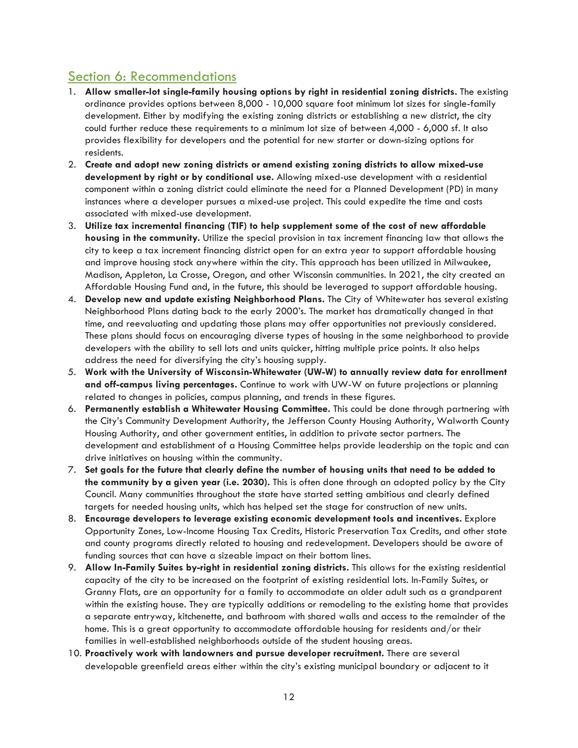## Section 6: Recommendations

1. **Allow smaller-lot single-family housing options by right in residential zoning districts.** The existing ordinance provides options between 8,000 - 10,000 square foot minimum lot sizes for single-family development. Either by modifying the existing zoning districts or establishing a new district, the city could further reduce these requirements to a minimum lot size of between 4,000 - 6,000 sf. It also provides flexibility for developers and the potential for new starter or down-sizing options for residents.
2. **Create and adopt new zoning districts or amend existing zoning districts to allow mixed-use development by right or by conditional use.** Allowing mixed-use development with a residential component within a zoning district could eliminate the need for a Planned Development (PD) in many instances where a developer pursues a mixed-use project. This could expedite the time and costs associated with mixed-use development.
3. **Utilize tax incremental financing (TIF) to help supplement some of the cost of new affordable housing in the community.** Utilize the special provision in tax increment financing law that allows the city to keep a tax increment financing district open for an extra year to support affordable housing and improve housing stock anywhere within the city. This approach has been utilized in Milwaukee, Madison, Appleton, La Crosse, Oregon, and other Wisconsin communities. In 2021, the city created an Affordable Housing Fund and, in the future, this should be leveraged to support affordable housing.
4. **Develop new and update existing Neighborhood Plans.** The City of Whitewater has several existing Neighborhood Plans dating back to the early 2000's. The market has dramatically changed in that time, and reevaluating and updating those plans may offer opportunities not previously considered. These plans should focus on encouraging diverse types of housing in the same neighborhood to provide developers with the ability to sell lots and units quicker, hitting multiple price points. It also helps address the need for diversifying the city's housing supply.
5. **Work with the University of Wisconsin-Whitewater (UW-W) to annually review data for enrollment and off-campus living percentages.** Continue to work with UW-W on future projections or planning related to changes in policies, campus planning, and trends in these figures.
6. **Permanently establish a Whitewater Housing Committee.** This could be done through partnering with the City's Community Development Authority, the Jefferson County Housing Authority, Walworth County Housing Authority, and other government entities, in addition to private sector partners. The development and establishment of a Housing Committee helps provide leadership on the topic and can drive initiatives on housing within the community.
7. **Set goals for the future that clearly define the number of housing units that need to be added to the community by a given year (i.e. 2030).** This is often done through an adopted policy by the City Council. Many communities throughout the state have started setting ambitious and clearly defined targets for needed housing units, which has helped set the stage for construction of new units.
8. **Encourage developers to leverage existing economic development tools and incentives.** Explore Opportunity Zones, Low-Income Housing Tax Credits, Historic Preservation Tax Credits, and other state and county programs directly related to housing and redevelopment. Developers should be aware of funding sources that can have a sizeable impact on their bottom lines.
9. **Allow In-Family Suites by-right in residential zoning districts.** This allows for the existing residential capacity of the city to be increased on the footprint of existing residential lots. In-Family Suites, or Granny Flats, are an opportunity for a family to accommodate an older adult such as a grandparent within the existing house. They are typically additions or remodeling to the existing home that provides a separate entryway, kitchenette, and bathroom with shared walls and access to the remainder of the home. This is a great opportunity to accommodate affordable housing for residents and/or their families in well-established neighborhoods outside of the student housing areas.
10. **Proactively work with landowners and pursue developer recruitment.** There are several developable greenfield areas either within the city's existing municipal boundary or adjacent to it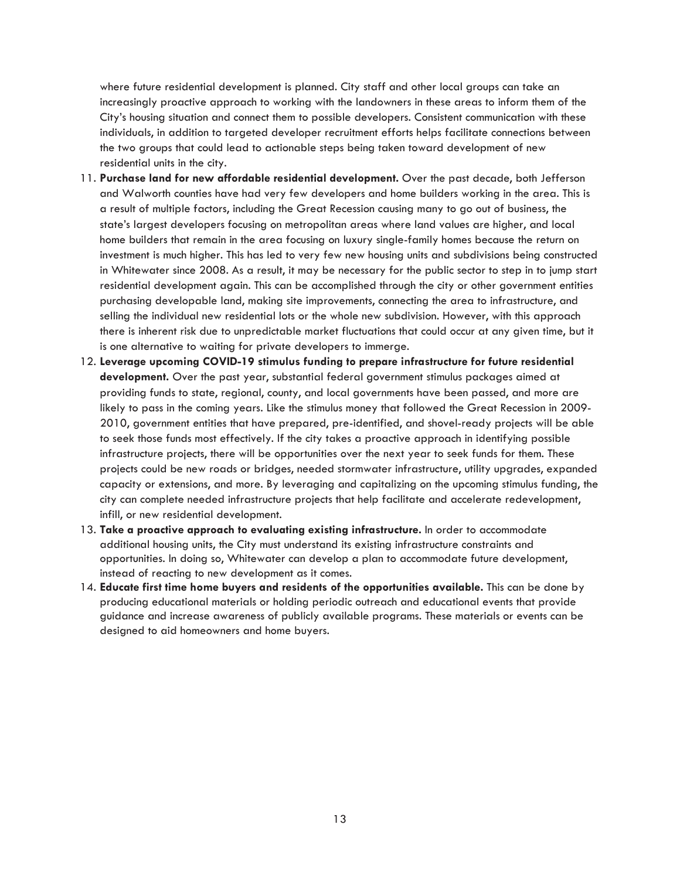where future residential development is planned. City staff and other local groups can take an increasingly proactive approach to working with the landowners in these areas to inform them of the City's housing situation and connect them to possible developers. Consistent communication with these individuals, in addition to targeted developer recruitment efforts helps facilitate connections between the two groups that could lead to actionable steps being taken toward development of new residential units in the city.

11. **Purchase land for new affordable residential development.** Over the past decade, both Jefferson and Walworth counties have had very few developers and home builders working in the area. This is a result of multiple factors, including the Great Recession causing many to go out of business, the state's largest developers focusing on metropolitan areas where land values are higher, and local home builders that remain in the area focusing on luxury single-family homes because the return on investment is much higher. This has led to very few new housing units and subdivisions being constructed in Whitewater since 2008. As a result, it may be necessary for the public sector to step in to jump start residential development again. This can be accomplished through the city or other government entities purchasing developable land, making site improvements, connecting the area to infrastructure, and selling the individual new residential lots or the whole new subdivision. However, with this approach there is inherent risk due to unpredictable market fluctuations that could occur at any given time, but it is one alternative to waiting for private developers to immerge.
12. **Leverage upcoming COVID-19 stimulus funding to prepare infrastructure for future residential development.** Over the past year, substantial federal government stimulus packages aimed at providing funds to state, regional, county, and local governments have been passed, and more are likely to pass in the coming years. Like the stimulus money that followed the Great Recession in 2009-2010, government entities that have prepared, pre-identified, and shovel-ready projects will be able to seek those funds most effectively. If the city takes a proactive approach in identifying possible infrastructure projects, there will be opportunities over the next year to seek funds for them. These projects could be new roads or bridges, needed stormwater infrastructure, utility upgrades, expanded capacity or extensions, and more. By leveraging and capitalizing on the upcoming stimulus funding, the city can complete needed infrastructure projects that help facilitate and accelerate redevelopment, infill, or new residential development.
13. **Take a proactive approach to evaluating existing infrastructure.** In order to accommodate additional housing units, the City must understand its existing infrastructure constraints and opportunities. In doing so, Whitewater can develop a plan to accommodate future development, instead of reacting to new development as it comes.
14. **Educate first time home buyers and residents of the opportunities available.** This can be done by producing educational materials or holding periodic outreach and educational events that provide guidance and increase awareness of publicly available programs. These materials or events can be designed to aid homeowners and home buyers.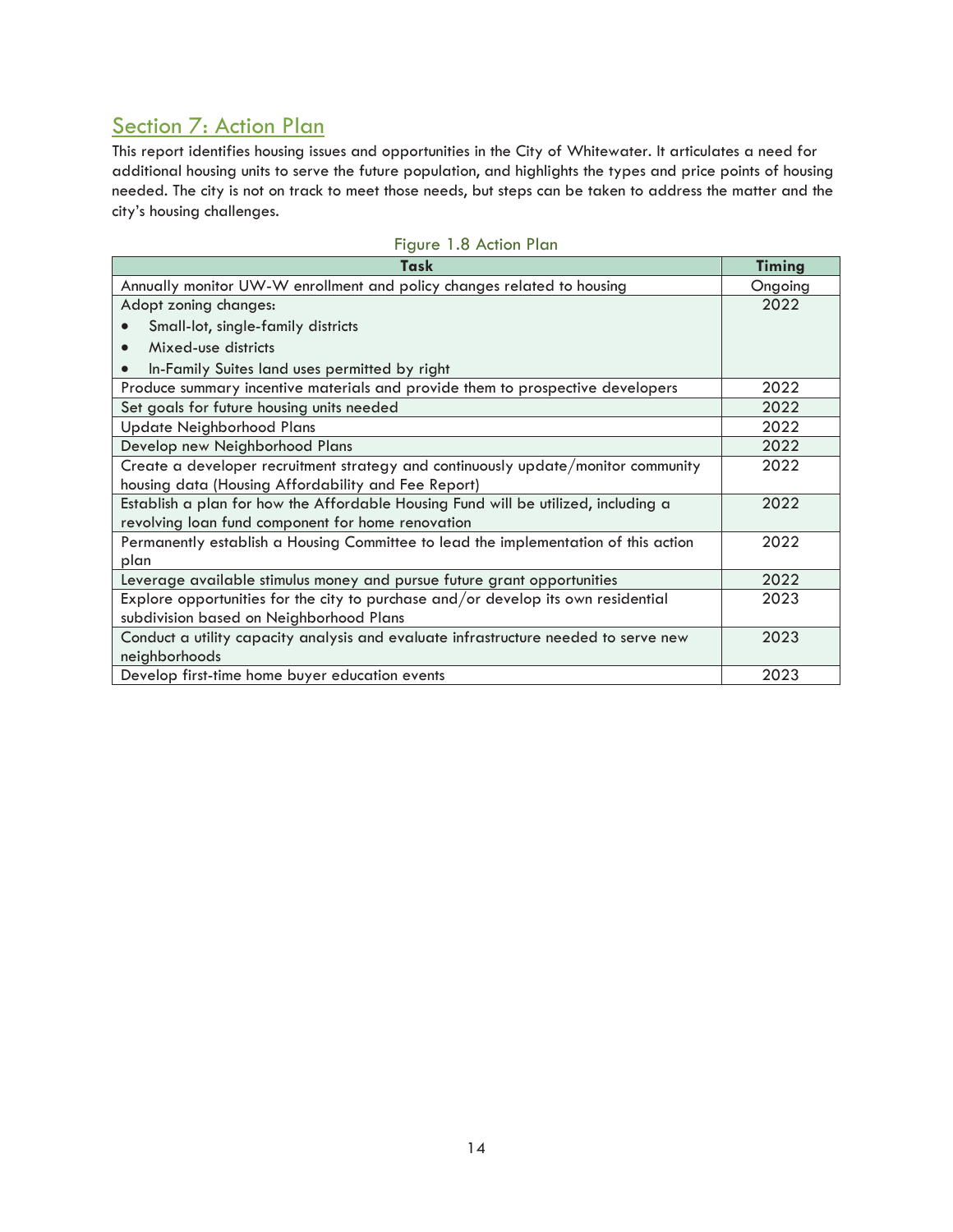## Section 7: Action Plan

This report identifies housing issues and opportunities in the City of Whitewater. It articulates a need for additional housing units to serve the future population, and highlights the types and price points of housing needed. The city is not on track to meet those needs, but steps can be taken to address the matter and the city's housing challenges.

Figure 1.8 Action Plan

| Task | Timing |
|---|---|
| Annually monitor UW-W enrollment and policy changes related to housing | Ongoing |
| Adopt zoning changes:<br>• Small-lot, single-family districts<br>• Mixed-use districts<br>• In-Family Suites land uses permitted by right | 2022 |
| Produce summary incentive materials and provide them to prospective developers | 2022 |
| Set goals for future housing units needed | 2022 |
| Update Neighborhood Plans | 2022 |
| Develop new Neighborhood Plans | 2022 |
| Create a developer recruitment strategy and continuously update/monitor community housing data (Housing Affordability and Fee Report) | 2022 |
| Establish a plan for how the Affordable Housing Fund will be utilized, including a revolving loan fund component for home renovation | 2022 |
| Permanently establish a Housing Committee to lead the implementation of this action plan | 2022 |
| Leverage available stimulus money and pursue future grant opportunities | 2022 |
| Explore opportunities for the city to purchase and/or develop its own residential subdivision based on Neighborhood Plans | 2023 |
| Conduct a utility capacity analysis and evaluate infrastructure needed to serve new neighborhoods | 2023 |
| Develop first-time home buyer education events | 2023 |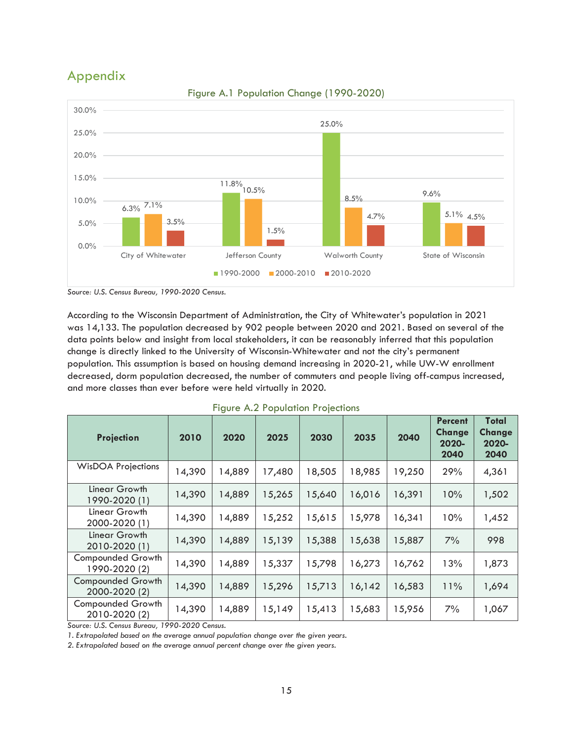## Appendix

Figure A.1 Population Change (1990-2020)

| | 1990-2000 | 2000-2010 | 2010-2020 |
|---|---|---|---|
| City of Whitewater | 6.3% | 7.1% | 3.5% |
| Jefferson County | 11.8% | 10.5% | 1.5% |
| Walworth County | 25.0% | 8.5% | 4.7% |
| State of Wisconsin | 9.6% | 5.1% | 4.5% |

*Source: U.S. Census Bureau, 1990-2020 Census.*

According to the Wisconsin Department of Administration, the City of Whitewater's population in 2021 was 14,133. The population decreased by 902 people between 2020 and 2021. Based on several of the data points below and insight from local stakeholders, it can be reasonably inferred that this population change is directly linked to the University of Wisconsin-Whitewater and not the city's permanent population. This assumption is based on housing demand increasing in 2020-21, while UW-W enrollment decreased, dorm population decreased, the number of commuters and people living off-campus increased, and more classes than ever before were held virtually in 2020.

Figure A.2 Population Projections

| Projection | 2010 | 2020 | 2025 | 2030 | 2035 | 2040 | Percent Change 2020-2040 | Total Change 2020-2040 |
|---|---|---|---|---|---|---|---|---|
| WisDOA Projections | 14,390 | 14,889 | 17,480 | 18,505 | 18,985 | 19,250 | 29% | 4,361 |
| Linear Growth 1990-2020 (1) | 14,390 | 14,889 | 15,265 | 15,640 | 16,016 | 16,391 | 10% | 1,502 |
| Linear Growth 2000-2020 (1) | 14,390 | 14,889 | 15,252 | 15,615 | 15,978 | 16,341 | 10% | 1,452 |
| Linear Growth 2010-2020 (1) | 14,390 | 14,889 | 15,139 | 15,388 | 15,638 | 15,887 | 7% | 998 |
| Compounded Growth 1990-2020 (2) | 14,390 | 14,889 | 15,337 | 15,798 | 16,273 | 16,762 | 13% | 1,873 |
| Compounded Growth 2000-2020 (2) | 14,390 | 14,889 | 15,296 | 15,713 | 16,142 | 16,583 | 11% | 1,694 |
| Compounded Growth 2010-2020 (2) | 14,390 | 14,889 | 15,149 | 15,413 | 15,683 | 15,956 | 7% | 1,067 |

*Source: U.S. Census Bureau, 1990-2020 Census.*

*1. Extrapolated based on the average annual population change over the given years.*

*2. Extrapolated based on the average annual percent change over the given years.*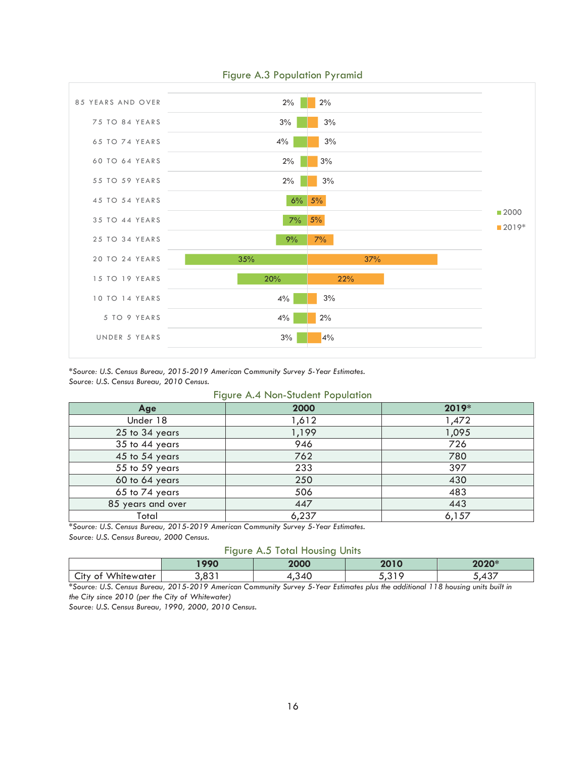### Figure A.3 Population Pyramid

| Age | 2000 | 2019* |
|---|---|---|
| 85 YEARS AND OVER | 2% | 2% |
| 75 TO 84 YEARS | 3% | 3% |
| 65 TO 74 YEARS | 4% | 3% |
| 60 TO 64 YEARS | 2% | 3% |
| 55 TO 59 YEARS | 2% | 3% |
| 45 TO 54 YEARS | 6% | 5% |
| 35 TO 44 YEARS | 7% | 5% |
| 25 TO 34 YEARS | 9% | 7% |
| 20 TO 24 YEARS | 35% | 37% |
| 15 TO 19 YEARS | 20% | 22% |
| 10 TO 14 YEARS | 4% | 3% |
| 5 TO 9 YEARS | 4% | 2% |
| UNDER 5 YEARS | 3% | 4% |

*Source: U.S. Census Bureau, 2015-2019 American Community Survey 5-Year Estimates.*
*Source: U.S. Census Bureau, 2010 Census.*

### Figure A.4 Non-Student Population

| Age | 2000 | 2019* |
|---|---|---|
| Under 18 | 1,612 | 1,472 |
| 25 to 34 years | 1,199 | 1,095 |
| 35 to 44 years | 946 | 726 |
| 45 to 54 years | 762 | 780 |
| 55 to 59 years | 233 | 397 |
| 60 to 64 years | 250 | 430 |
| 65 to 74 years | 506 | 483 |
| 85 years and over | 447 | 443 |
| Total | 6,237 | 6,157 |

*Source: U.S. Census Bureau, 2015-2019 American Community Survey 5-Year Estimates.*
*Source: U.S. Census Bureau, 2000 Census.*

### Figure A.5 Total Housing Units

| | 1990 | 2000 | 2010 | 2020* |
|---|---|---|---|---|
| City of Whitewater | 3,831 | 4,340 | 5,319 | 5,437 |

*Source: U.S. Census Bureau, 2015-2019 American Community Survey 5-Year Estimates plus the additional 118 housing units built in the City since 2010 (per the City of Whitewater)*
*Source: U.S. Census Bureau, 1990, 2000, 2010 Census.*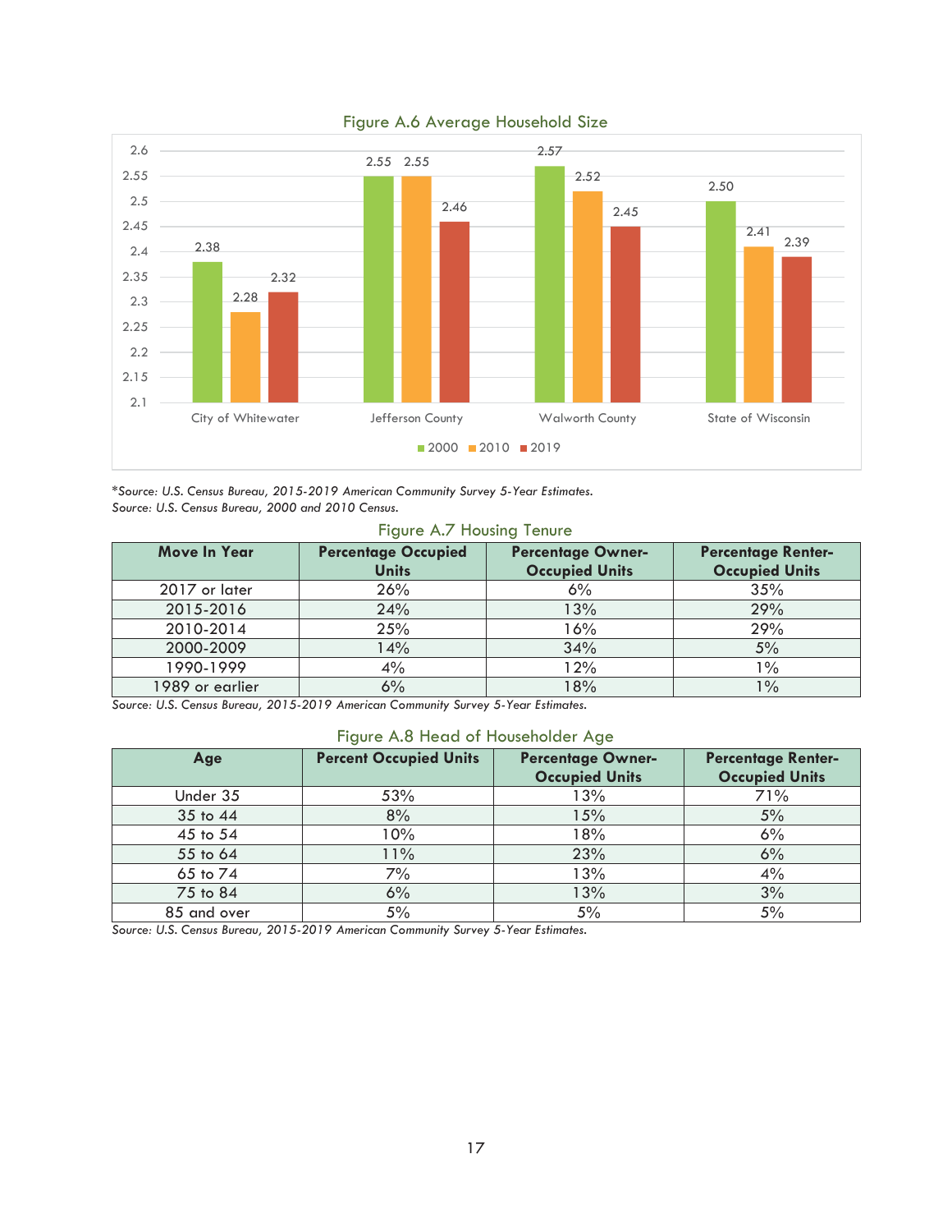## Figure A.6 Average Household Size

| | 2000 | 2010 | 2019 |
|---|---|---|---|
| City of Whitewater | 2.38 | 2.28 | 2.32 |
| Jefferson County | 2.55 | 2.55 | 2.46 |
| Walworth County | 2.57 | 2.52 | 2.45 |
| State of Wisconsin | 2.50 | 2.41 | 2.39 |

**Source: U.S. Census Bureau, 2015-2019 American Community Survey 5-Year Estimates.*
*Source: U.S. Census Bureau, 2000 and 2010 Census.*

## Figure A.7 Housing Tenure

| Move In Year | Percentage Occupied Units | Percentage Owner-Occupied Units | Percentage Renter-Occupied Units |
|---|---|---|---|
| 2017 or later | 26% | 6% | 35% |
| 2015-2016 | 24% | 13% | 29% |
| 2010-2014 | 25% | 16% | 29% |
| 2000-2009 | 14% | 34% | 5% |
| 1990-1999 | 4% | 12% | 1% |
| 1989 or earlier | 6% | 18% | 1% |

*Source: U.S. Census Bureau, 2015-2019 American Community Survey 5-Year Estimates.*

## Figure A.8 Head of Householder Age

| Age | Percent Occupied Units | Percentage Owner-Occupied Units | Percentage Renter-Occupied Units |
|---|---|---|---|
| Under 35 | 53% | 13% | 71% |
| 35 to 44 | 8% | 15% | 5% |
| 45 to 54 | 10% | 18% | 6% |
| 55 to 64 | 11% | 23% | 6% |
| 65 to 74 | 7% | 13% | 4% |
| 75 to 84 | 6% | 13% | 3% |
| 85 and over | 5% | 5% | 5% |

*Source: U.S. Census Bureau, 2015-2019 American Community Survey 5-Year Estimates.*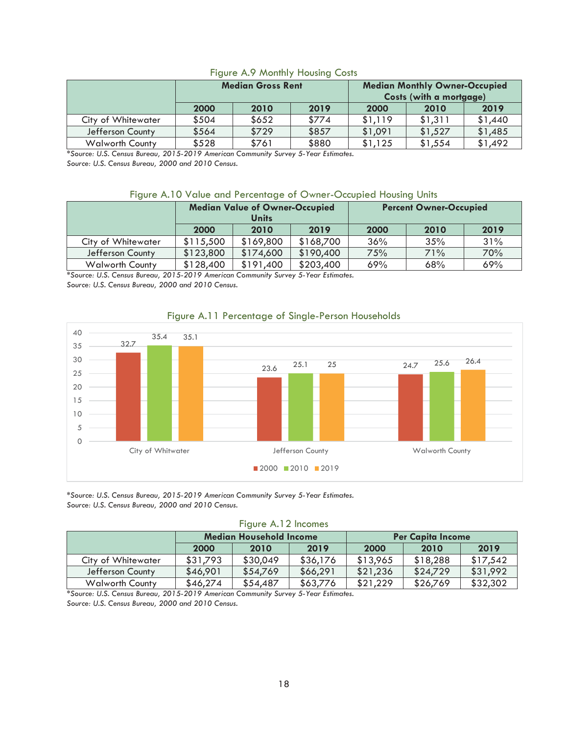Figure A.9 Monthly Housing Costs

| | Median Gross Rent | | | Median Monthly Owner-Occupied Costs (with a mortgage) | | |
|---|---|---|---|---|---|---|
| | 2000 | 2010 | 2019 | 2000 | 2010 | 2019 |
| City of Whitewater | $504 | $652 | $774 | $1,119 | $1,311 | $1,440 |
| Jefferson County | $564 | $729 | $857 | $1,091 | $1,527 | $1,485 |
| Walworth County | $528 | $761 | $880 | $1,125 | $1,554 | $1,492 |

*\*Source: U.S. Census Bureau, 2015-2019 American Community Survey 5-Year Estimates.*
*Source: U.S. Census Bureau, 2000 and 2010 Census.*

Figure A.10 Value and Percentage of Owner-Occupied Housing Units

| | Median Value of Owner-Occupied Units | | | Percent Owner-Occupied | | |
|---|---|---|---|---|---|---|
| | 2000 | 2010 | 2019 | 2000 | 2010 | 2019 |
| City of Whitewater | $115,500 | $169,800 | $168,700 | 36% | 35% | 31% |
| Jefferson County | $123,800 | $174,600 | $190,400 | 75% | 71% | 70% |
| Walworth County | $128,400 | $191,400 | $203,400 | 69% | 68% | 69% |

*\*Source: U.S. Census Bureau, 2015-2019 American Community Survey 5-Year Estimates.*
*Source: U.S. Census Bureau, 2000 and 2010 Census.*

Figure A.11 Percentage of Single-Person Households

| | 2000 | 2010 | 2019 |
|---|---|---|---|
| City of Whitwater | 32.7 | 35.4 | 35.1 |
| Jefferson County | 23.6 | 25.1 | 25 |
| Walworth County | 24.7 | 25.6 | 26.4 |

*\*Source: U.S. Census Bureau, 2015-2019 American Community Survey 5-Year Estimates.*
*Source: U.S. Census Bureau, 2000 and 2010 Census.*

Figure A.12 Incomes

| | Median Household Income | | | Per Capita Income | | |
|---|---|---|---|---|---|---|
| | 2000 | 2010 | 2019 | 2000 | 2010 | 2019 |
| City of Whitewater | $31,793 | $30,049 | $36,176 | $13,965 | $18,288 | $17,542 |
| Jefferson County | $46,901 | $54,769 | $66,291 | $21,236 | $24,729 | $31,992 |
| Walworth County | $46,274 | $54,487 | $63,776 | $21,229 | $26,769 | $32,302 |

*\*Source: U.S. Census Bureau, 2015-2019 American Community Survey 5-Year Estimates.*
*Source: U.S. Census Bureau, 2000 and 2010 Census.*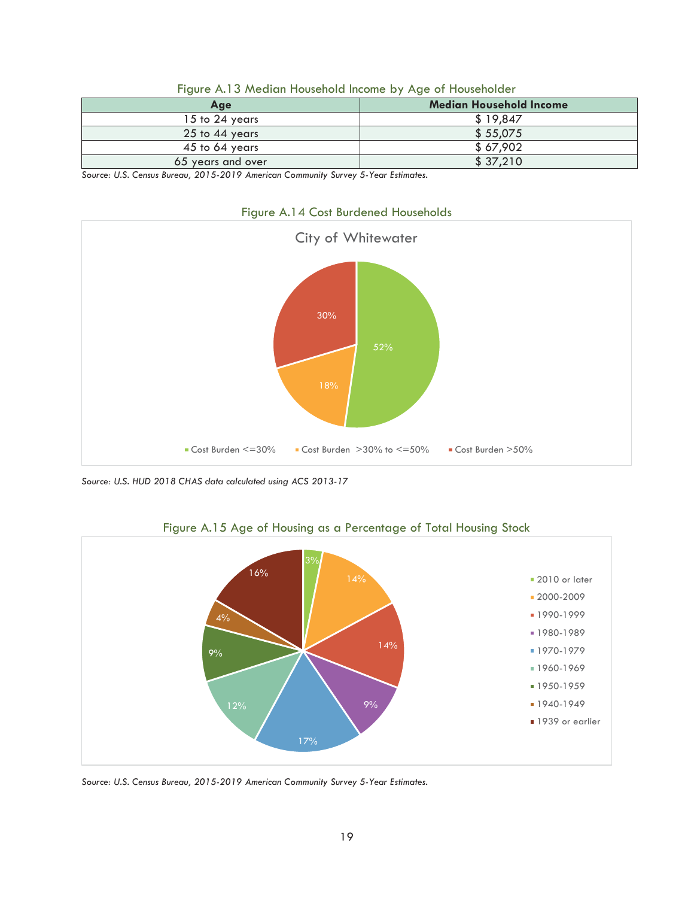Figure A.13 Median Household Income by Age of Householder

| Age | Median Household Income |
|---|---|
| 15 to 24 years | $ 19,847 |
| 25 to 44 years | $ 55,075 |
| 45 to 64 years | $ 67,902 |
| 65 years and over | $ 37,210 |

*Source: U.S. Census Bureau, 2015-2019 American Community Survey 5-Year Estimates.*

Figure A.14 Cost Burdened Households

City of Whitewater

| Cost Burden | Percentage |
|---|---|
| Cost Burden <=30% | 52% |
| Cost Burden >30% to <=50% | 18% |
| Cost Burden >50% | 30% |

*Source: U.S. HUD 2018 CHAS data calculated using ACS 2013-17*

Figure A.15 Age of Housing as a Percentage of Total Housing Stock

| Year Built | Percentage |
|---|---|
| 2010 or later | 3% |
| 2000-2009 | 14% |
| 1990-1999 | 14% |
| 1980-1989 | 9% |
| 1970-1979 | 17% |
| 1960-1969 | 12% |
| 1950-1959 | 9% |
| 1940-1949 | 4% |
| 1939 or earlier | 16% |

*Source: U.S. Census Bureau, 2015-2019 American Community Survey 5-Year Estimates.*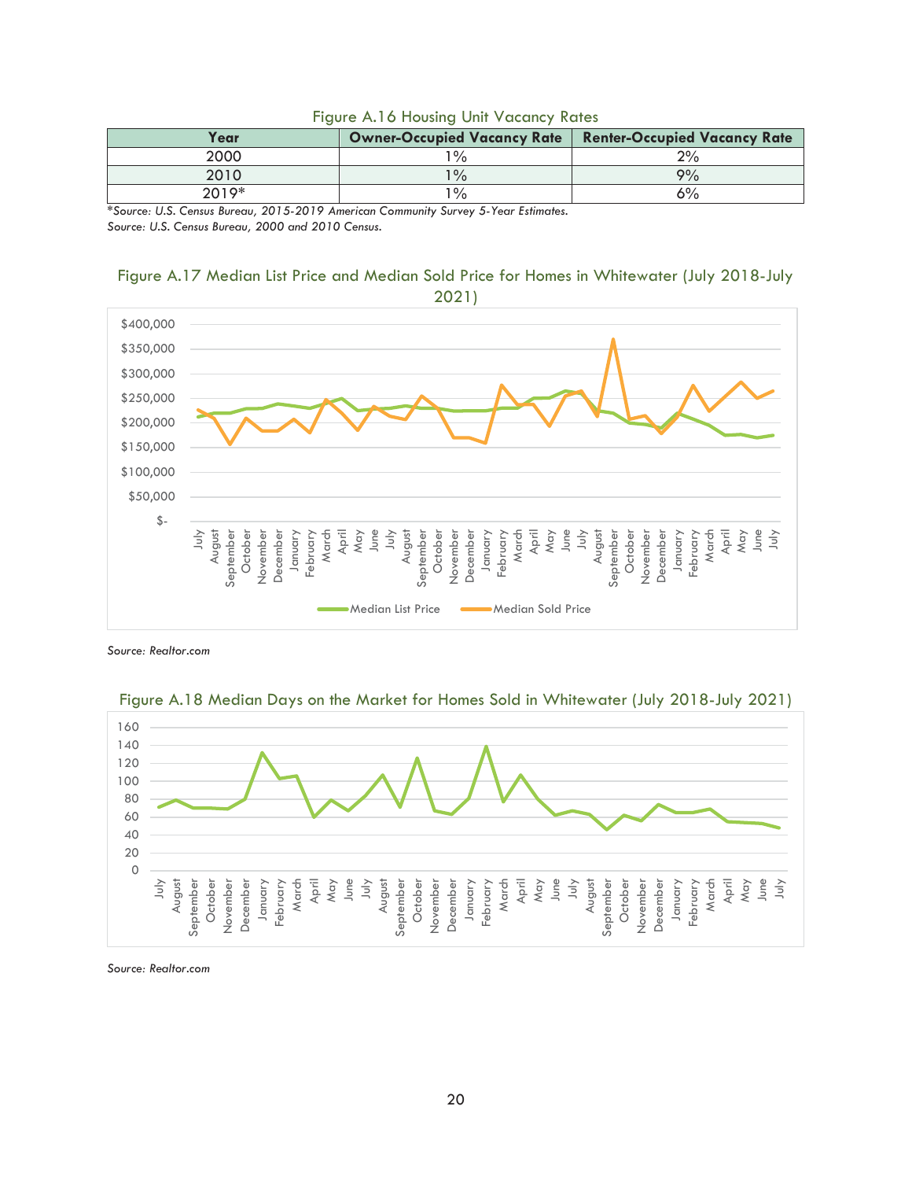Figure A.16 Housing Unit Vacancy Rates

| Year | Owner-Occupied Vacancy Rate | Renter-Occupied Vacancy Rate |
|---|---|---|
| 2000 | 1% | 2% |
| 2010 | 1% | 9% |
| 2019* | 1% | 6% |

*\*Source: U.S. Census Bureau, 2015-2019 American Community Survey 5-Year Estimates.*
*Source: U.S. Census Bureau, 2000 and 2010 Census.*

Figure A.17 Median List Price and Median Sold Price for Homes in Whitewater (July 2018-July 2021)

*Source: Realtor.com*

Figure A.18 Median Days on the Market for Homes Sold in Whitewater (July 2018-July 2021)

*Source: Realtor.com*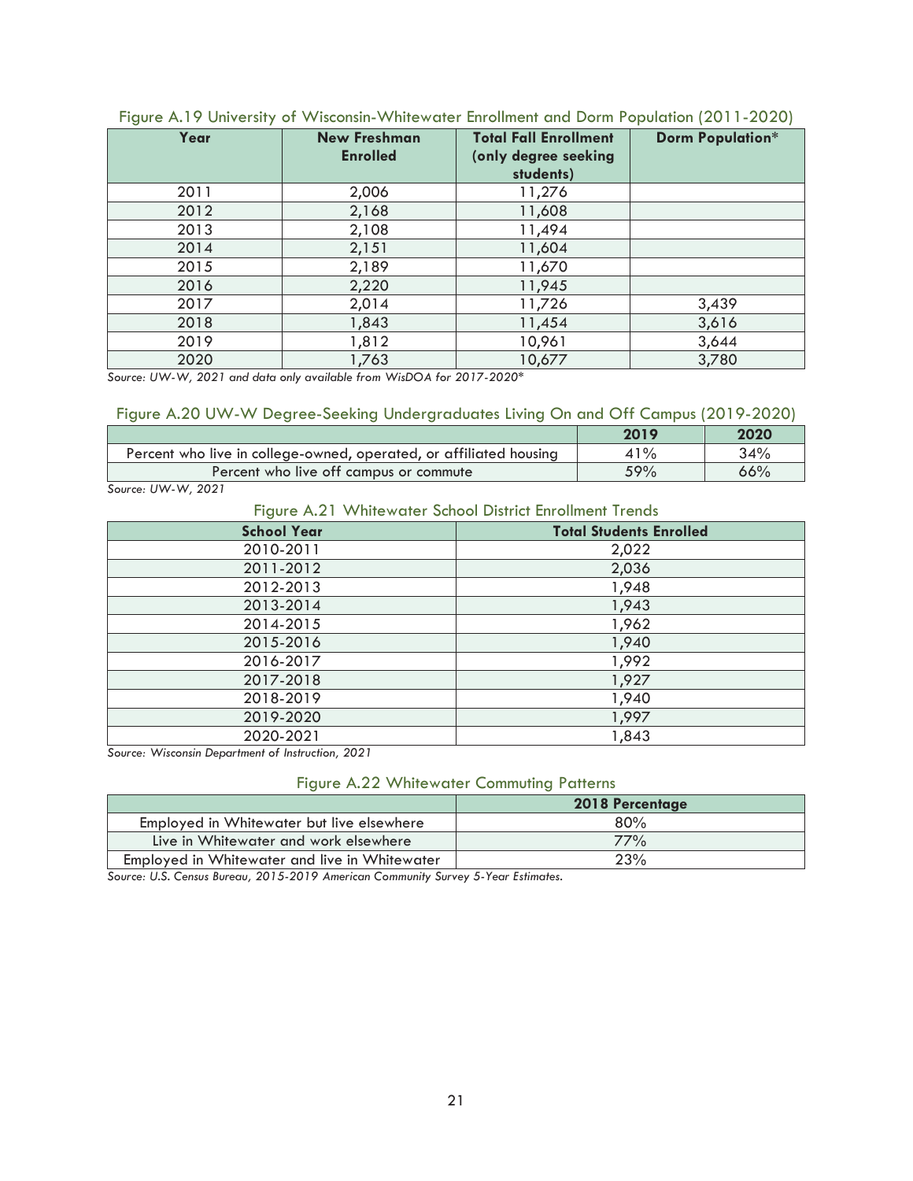Figure A.19 University of Wisconsin-Whitewater Enrollment and Dorm Population (2011-2020)

| Year | New Freshman Enrolled | Total Fall Enrollment (only degree seeking students) | Dorm Population* |
|---|---|---|---|
| 2011 | 2,006 | 11,276 | |
| 2012 | 2,168 | 11,608 | |
| 2013 | 2,108 | 11,494 | |
| 2014 | 2,151 | 11,604 | |
| 2015 | 2,189 | 11,670 | |
| 2016 | 2,220 | 11,945 | |
| 2017 | 2,014 | 11,726 | 3,439 |
| 2018 | 1,843 | 11,454 | 3,616 |
| 2019 | 1,812 | 10,961 | 3,644 |
| 2020 | 1,763 | 10,677 | 3,780 |

*Source: UW-W, 2021 and data only available from WisDOA for 2017-2020**

Figure A.20 UW-W Degree-Seeking Undergraduates Living On and Off Campus (2019-2020)

| | 2019 | 2020 |
|---|---|---|
| Percent who live in college-owned, operated, or affiliated housing | 41% | 34% |
| Percent who live off campus or commute | 59% | 66% |

*Source: UW-W, 2021*

Figure A.21 Whitewater School District Enrollment Trends

| School Year | Total Students Enrolled |
|---|---|
| 2010-2011 | 2,022 |
| 2011-2012 | 2,036 |
| 2012-2013 | 1,948 |
| 2013-2014 | 1,943 |
| 2014-2015 | 1,962 |
| 2015-2016 | 1,940 |
| 2016-2017 | 1,992 |
| 2017-2018 | 1,927 |
| 2018-2019 | 1,940 |
| 2019-2020 | 1,997 |
| 2020-2021 | 1,843 |

*Source: Wisconsin Department of Instruction, 2021*

Figure A.22 Whitewater Commuting Patterns

| | 2018 Percentage |
|---|---|
| Employed in Whitewater but live elsewhere | 80% |
| Live in Whitewater and work elsewhere | 77% |
| Employed in Whitewater and live in Whitewater | 23% |

*Source: U.S. Census Bureau, 2015-2019 American Community Survey 5-Year Estimates.*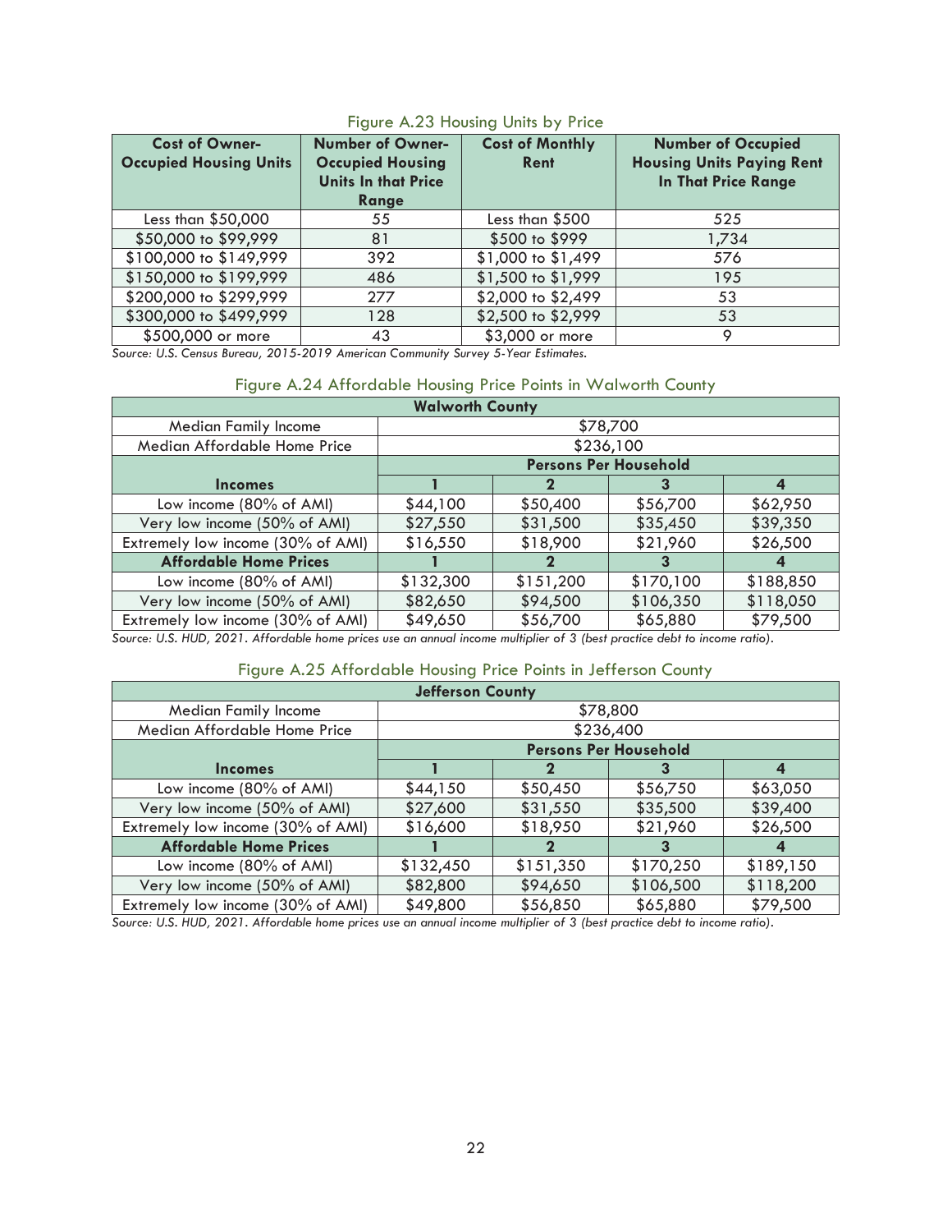Figure A.23 Housing Units by Price

| Cost of Owner-Occupied Housing Units | Number of Owner-Occupied Housing Units In that Price Range | Cost of Monthly Rent | Number of Occupied Housing Units Paying Rent In That Price Range |
|---|---|---|---|
| Less than $50,000 | 55 | Less than $500 | 525 |
| $50,000 to $99,999 | 81 | $500 to $999 | 1,734 |
| $100,000 to $149,999 | 392 | $1,000 to $1,499 | 576 |
| $150,000 to $199,999 | 486 | $1,500 to $1,999 | 195 |
| $200,000 to $299,999 | 277 | $2,000 to $2,499 | 53 |
| $300,000 to $499,999 | 128 | $2,500 to $2,999 | 53 |
| $500,000 or more | 43 | $3,000 or more | 9 |

*Source: U.S. Census Bureau, 2015-2019 American Community Survey 5-Year Estimates.*

Figure A.24 Affordable Housing Price Points in Walworth County

| Walworth County | | | | |
|---|---|---|---|---|
| Median Family Income | $78,700 | | | |
| Median Affordable Home Price | $236,100 | | | |
| | Persons Per Household | | | |
| **Incomes** | **1** | **2** | **3** | **4** |
| Low income (80% of AMI) | $44,100 | $50,400 | $56,700 | $62,950 |
| Very low income (50% of AMI) | $27,550 | $31,500 | $35,450 | $39,350 |
| Extremely low income (30% of AMI) | $16,550 | $18,900 | $21,960 | $26,500 |
| **Affordable Home Prices** | **1** | **2** | **3** | **4** |
| Low income (80% of AMI) | $132,300 | $151,200 | $170,100 | $188,850 |
| Very low income (50% of AMI) | $82,650 | $94,500 | $106,350 | $118,050 |
| Extremely low income (30% of AMI) | $49,650 | $56,700 | $65,880 | $79,500 |

*Source: U.S. HUD, 2021. Affordable home prices use an annual income multiplier of 3 (best practice debt to income ratio).*

Figure A.25 Affordable Housing Price Points in Jefferson County

| Jefferson County | | | | |
|---|---|---|---|---|
| Median Family Income | $78,800 | | | |
| Median Affordable Home Price | $236,400 | | | |
| | Persons Per Household | | | |
| **Incomes** | **1** | **2** | **3** | **4** |
| Low income (80% of AMI) | $44,150 | $50,450 | $56,750 | $63,050 |
| Very low income (50% of AMI) | $27,600 | $31,550 | $35,500 | $39,400 |
| Extremely low income (30% of AMI) | $16,600 | $18,950 | $21,960 | $26,500 |
| **Affordable Home Prices** | **1** | **2** | **3** | **4** |
| Low income (80% of AMI) | $132,450 | $151,350 | $170,250 | $189,150 |
| Very low income (50% of AMI) | $82,800 | $94,650 | $106,500 | $118,200 |
| Extremely low income (30% of AMI) | $49,800 | $56,850 | $65,880 | $79,500 |

*Source: U.S. HUD, 2021. Affordable home prices use an annual income multiplier of 3 (best practice debt to income ratio).*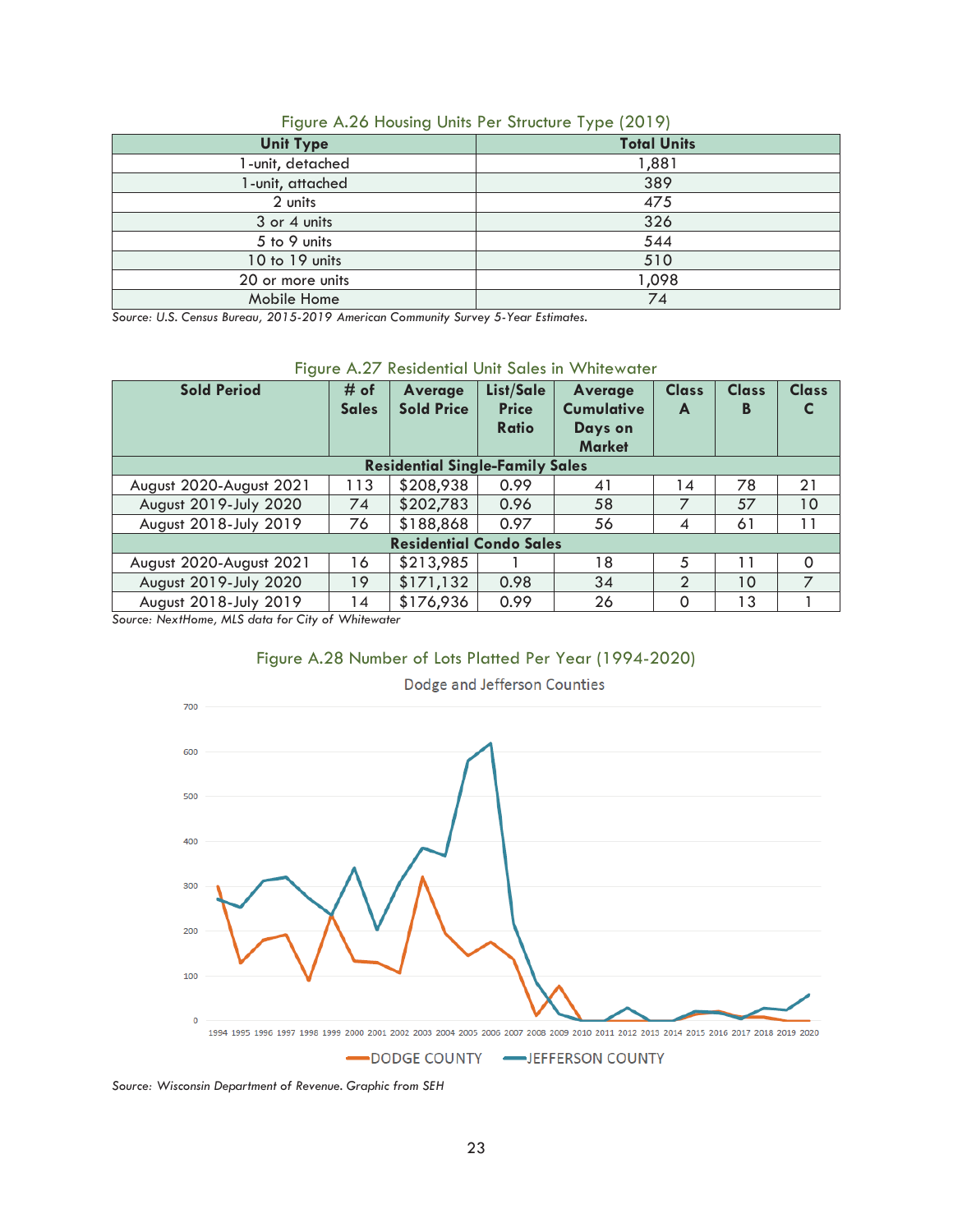Figure A.26 Housing Units Per Structure Type (2019)

| Unit Type | Total Units |
|---|---|
| 1-unit, detached | 1,881 |
| 1-unit, attached | 389 |
| 2 units | 475 |
| 3 or 4 units | 326 |
| 5 to 9 units | 544 |
| 10 to 19 units | 510 |
| 20 or more units | 1,098 |
| Mobile Home | 74 |

*Source: U.S. Census Bureau, 2015-2019 American Community Survey 5-Year Estimates.*

Figure A.27 Residential Unit Sales in Whitewater

| Sold Period | # of Sales | Average Sold Price | List/Sale Price Ratio | Average Cumulative Days on Market | Class A | Class B | Class C |
|---|---|---|---|---|---|---|---|
| **Residential Single-Family Sales** | | | | | | | |
| August 2020-August 2021 | 113 | $208,938 | 0.99 | 41 | 14 | 78 | 21 |
| August 2019-July 2020 | 74 | $202,783 | 0.96 | 58 | 7 | 57 | 10 |
| August 2018-July 2019 | 76 | $188,868 | 0.97 | 56 | 4 | 61 | 11 |
| **Residential Condo Sales** | | | | | | | |
| August 2020-August 2021 | 16 | $213,985 | 1 | 18 | 5 | 11 | 0 |
| August 2019-July 2020 | 19 | $171,132 | 0.98 | 34 | 2 | 10 | 7 |
| August 2018-July 2019 | 14 | $176,936 | 0.99 | 26 | 0 | 13 | 1 |

*Source: NextHome, MLS data for City of Whitewater*

Figure A.28 Number of Lots Platted Per Year (1994-2020)

Dodge and Jefferson Counties

DODGE COUNTY — JEFFERSON COUNTY

*Source: Wisconsin Department of Revenue. Graphic from SEH*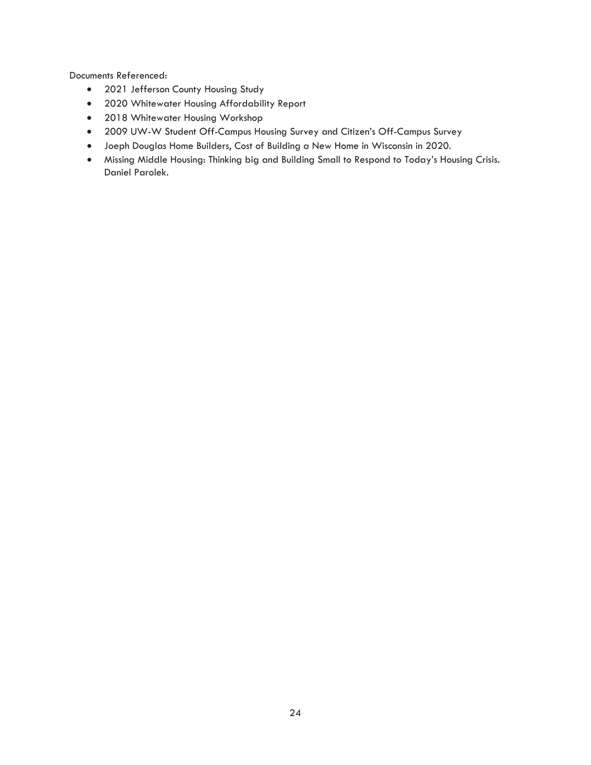Documents Referenced:

- 2021 Jefferson County Housing Study
- 2020 Whitewater Housing Affordability Report
- 2018 Whitewater Housing Workshop
- 2009 UW-W Student Off-Campus Housing Survey and Citizen's Off-Campus Survey
- Joeph Douglas Home Builders, Cost of Building a New Home in Wisconsin in 2020.
- Missing Middle Housing: Thinking big and Building Small to Respond to Today's Housing Crisis. Daniel Parolek.